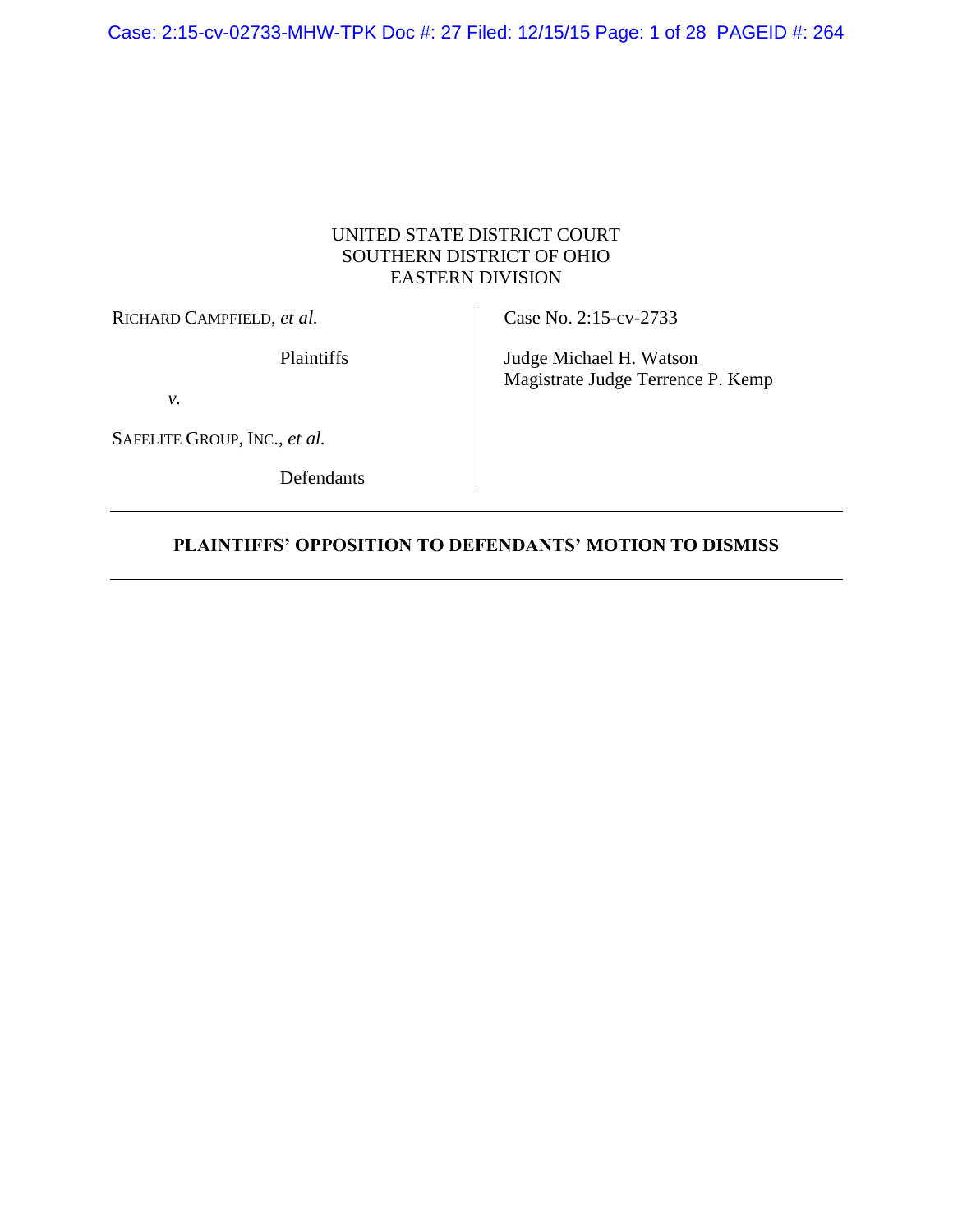UNITED STATE DISTRICT COURT
SOUTHERN DISTRICT OF OHIO
EASTERN DIVISION

| | |
|---|---|
| RICHARD CAMPFIELD, *et al.*<br><br>Plaintiffs<br><br>*v.*<br><br>SAFELITE GROUP, INC., *et al.*<br><br>Defendants | Case No. 2:15-cv-2733<br><br>Judge Michael H. Watson<br>Magistrate Judge Terrence P. Kemp |

---

**PLAINTIFFS' OPPOSITION TO DEFENDANTS' MOTION TO DISMISS**

---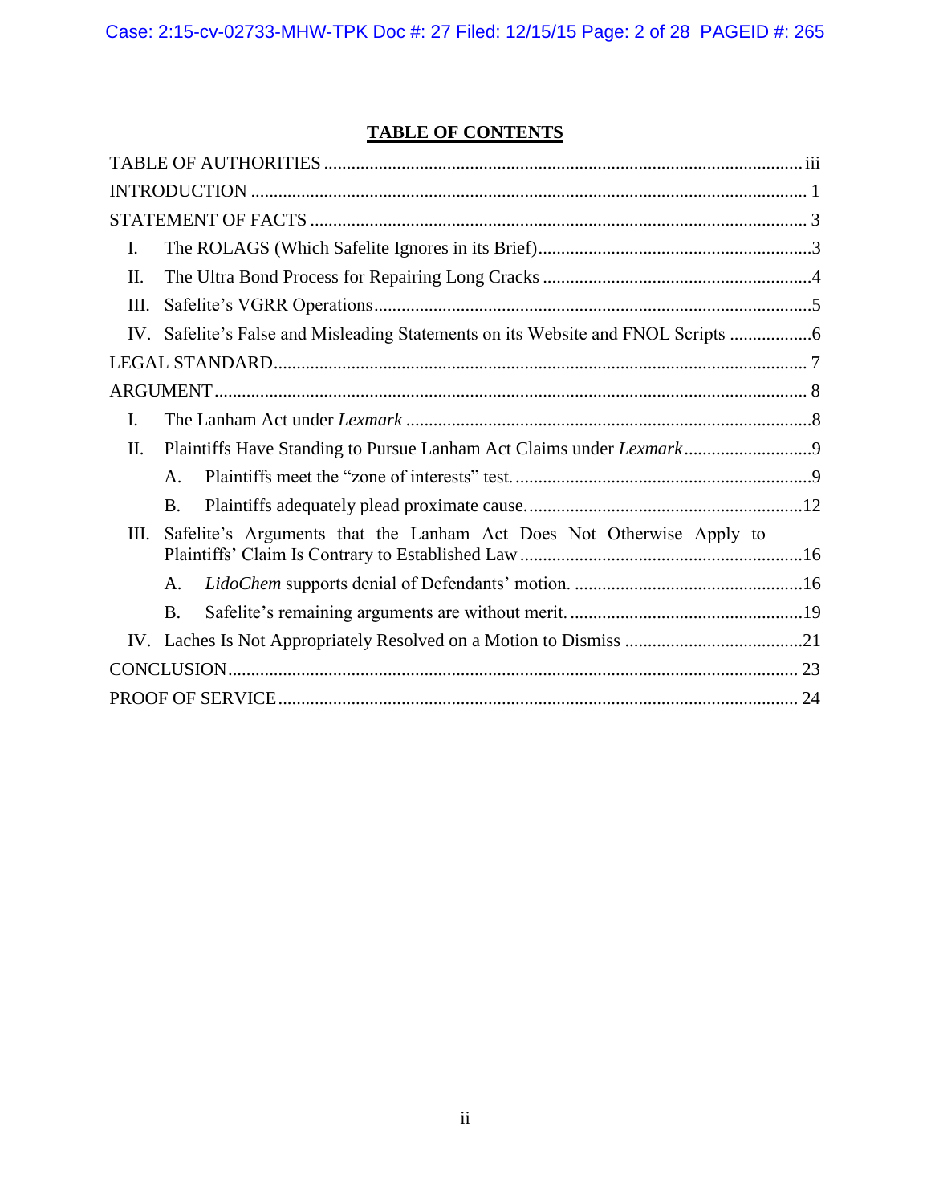## TABLE OF CONTENTS

TABLE OF AUTHORITIES ........................................................................................................ iii

INTRODUCTION ........................................................................................................................ 1

STATEMENT OF FACTS ............................................................................................................ 3

I. The ROLAGS (Which Safelite Ignores in its Brief) ............................................................ 3

II. The Ultra Bond Process for Repairing Long Cracks ........................................................... 4

III. Safelite's VGRR Operations ............................................................................................... 5

IV. Safelite's False and Misleading Statements on its Website and FNOL Scripts .................. 6

LEGAL STANDARD .................................................................................................................... 7

ARGUMENT ................................................................................................................................ 8

I. The Lanham Act under *Lexmark* .......................................................................................... 8

II. Plaintiffs Have Standing to Pursue Lanham Act Claims under *Lexmark* ............................ 9

  A. Plaintiffs meet the "zone of interests" test. ................................................................. 9

  B. Plaintiffs adequately plead proximate cause. ............................................................ 12

III. Safelite's Arguments that the Lanham Act Does Not Otherwise Apply to Plaintiffs' Claim Is Contrary to Established Law ............................................................. 16

  A. *LidoChem* supports denial of Defendants' motion. .................................................. 16

  B. Safelite's remaining arguments are without merit. ................................................... 19

IV. Laches Is Not Appropriately Resolved on a Motion to Dismiss ....................................... 21

CONCLUSION ............................................................................................................................ 23

PROOF OF SERVICE ................................................................................................................. 24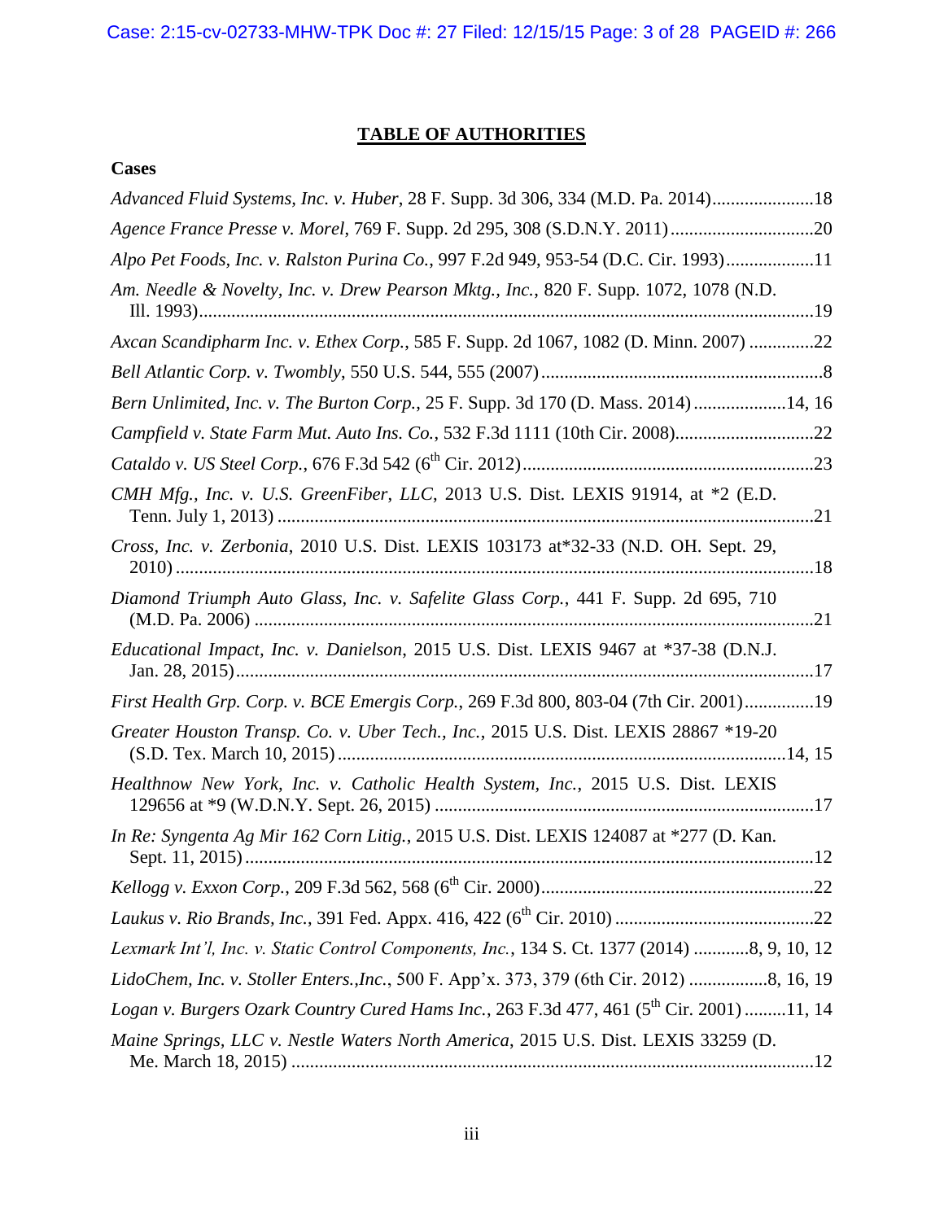# TABLE OF AUTHORITIES

## Cases

*Advanced Fluid Systems, Inc. v. Huber*, 28 F. Supp. 3d 306, 334 (M.D. Pa. 2014) ......................18

*Agence France Presse v. Morel*, 769 F. Supp. 2d 295, 308 (S.D.N.Y. 2011) ..............................20

*Alpo Pet Foods, Inc. v. Ralston Purina Co.*, 997 F.2d 949, 953-54 (D.C. Cir. 1993) ..................11

*Am. Needle & Novelty, Inc. v. Drew Pearson Mktg., Inc.*, 820 F. Supp. 1072, 1078 (N.D. Ill. 1993) ....................................................................................................................19

*Axcan Scandipharm Inc. v. Ethex Corp.*, 585 F. Supp. 2d 1067, 1082 (D. Minn. 2007) ..............22

*Bell Atlantic Corp. v. Twombly*, 550 U.S. 544, 555 (2007) .............................................................8

*Bern Unlimited, Inc. v. The Burton Corp.*, 25 F. Supp. 3d 170 (D. Mass. 2014) ....................14, 16

*Campfield v. State Farm Mut. Auto Ins. Co.*, 532 F.3d 1111 (10th Cir. 2008)..............................22

*Cataldo v. US Steel Corp.*, 676 F.3d 542 (6th Cir. 2012) ..............................................................23

*CMH Mfg., Inc. v. U.S. GreenFiber, LLC*, 2013 U.S. Dist. LEXIS 91914, at *2 (E.D. Tenn. July 1, 2013) ...................................................................................................................21

*Cross, Inc. v. Zerbonia*, 2010 U.S. Dist. LEXIS 103173 at*32-33 (N.D. OH. Sept. 29, 2010) .......................................................................................................................................18

*Diamond Triumph Auto Glass, Inc. v. Safelite Glass Corp.*, 441 F. Supp. 2d 695, 710 (M.D. Pa. 2006) ........................................................................................................................21

*Educational Impact, Inc. v. Danielson*, 2015 U.S. Dist. LEXIS 9467 at *37-38 (D.N.J. Jan. 28, 2015) ..........................................................................................................................17

*First Health Grp. Corp. v. BCE Emergis Corp.*, 269 F.3d 800, 803-04 (7th Cir. 2001) ...............19

*Greater Houston Transp. Co. v. Uber Tech., Inc.*, 2015 U.S. Dist. LEXIS 28867 *19-20 (S.D. Tex. March 10, 2015) ................................................................................................14, 15

*Healthnow New York, Inc. v. Catholic Health System, Inc.*, 2015 U.S. Dist. LEXIS 129656 at *9 (W.D.N.Y. Sept. 26, 2015) .................................................................................17

*In Re: Syngenta Ag Mir 162 Corn Litig.*, 2015 U.S. Dist. LEXIS 124087 at *277 (D. Kan. Sept. 11, 2015) ..........................................................................................................................12

*Kellogg v. Exxon Corp.*, 209 F.3d 562, 568 (6th Cir. 2000) ..........................................................22

*Laukus v. Rio Brands, Inc.*, 391 Fed. Appx. 416, 422 (6th Cir. 2010) ..........................................22

*Lexmark Int'l, Inc. v. Static Control Components, Inc.*, 134 S. Ct. 1377 (2014) ............8, 9, 10, 12

*LidoChem, Inc. v. Stoller Enters.,Inc.*, 500 F. App'x. 373, 379 (6th Cir. 2012) .................8, 16, 19

*Logan v. Burgers Ozark Country Cured Hams Inc.*, 263 F.3d 477, 461 (5th Cir. 2001) .........11, 14

*Maine Springs, LLC v. Nestle Waters North America*, 2015 U.S. Dist. LEXIS 33259 (D. Me. March 18, 2015) ................................................................................................................12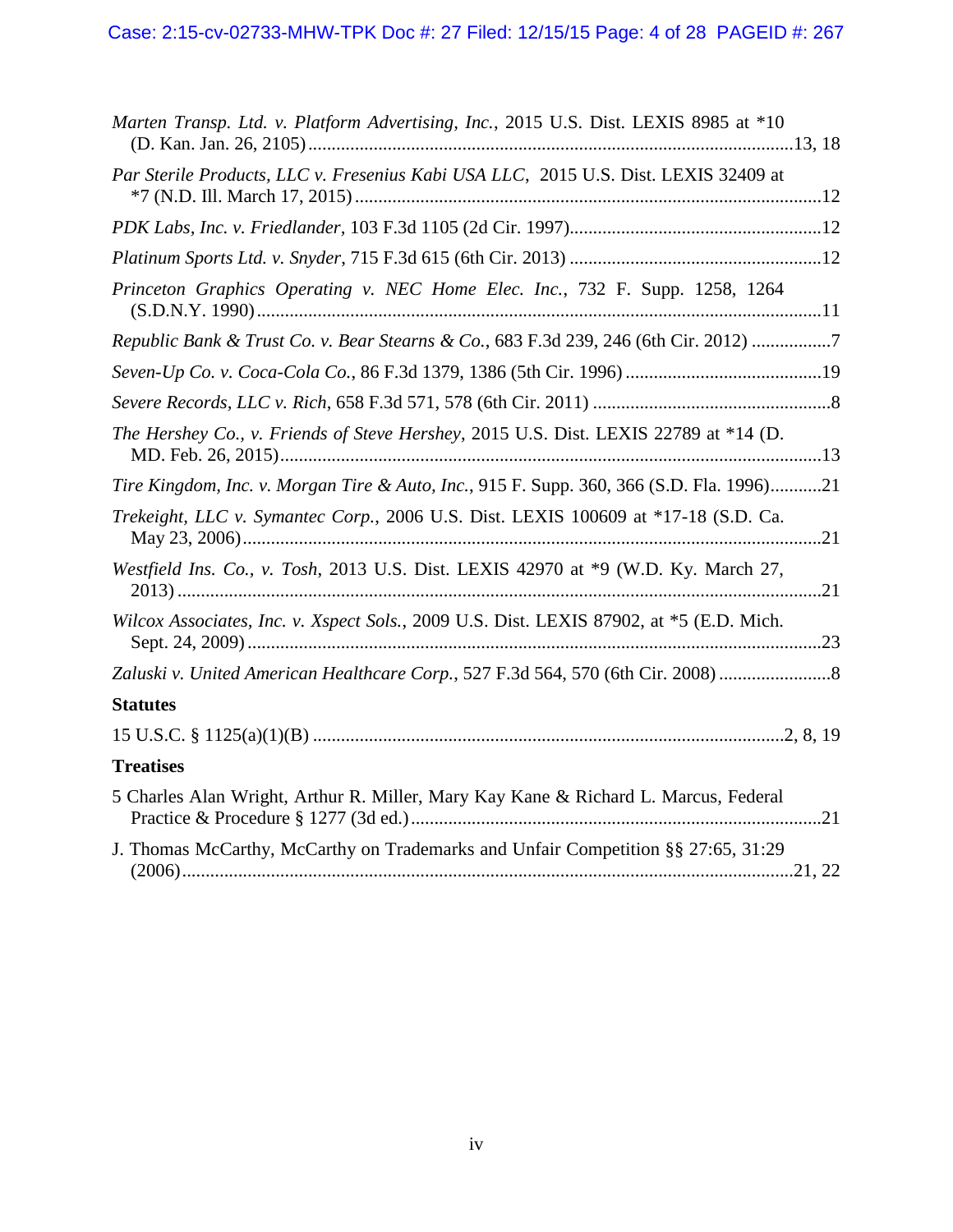*Marten Transp. Ltd. v. Platform Advertising, Inc.*, 2015 U.S. Dist. LEXIS 8985 at *10 (D. Kan. Jan. 26, 2105) ....................................................................................................13, 18

*Par Sterile Products, LLC v. Fresenius Kabi USA LLC*, 2015 U.S. Dist. LEXIS 32409 at *7 (N.D. Ill. March 17, 2015) ....................................................................................................12

*PDK Labs, Inc. v. Friedlander*, 103 F.3d 1105 (2d Cir. 1997)....................................................12

*Platinum Sports Ltd. v. Snyder*, 715 F.3d 615 (6th Cir. 2013) ....................................................12

*Princeton Graphics Operating v. NEC Home Elec. Inc.*, 732 F. Supp. 1258, 1264 (S.D.N.Y. 1990)....................................................................................................................11

*Republic Bank & Trust Co. v. Bear Stearns & Co.*, 683 F.3d 239, 246 (6th Cir. 2012) .................7

*Seven-Up Co. v. Coca-Cola Co.*, 86 F.3d 1379, 1386 (5th Cir. 1996) ..........................................19

*Severe Records, LLC v. Rich*, 658 F.3d 571, 578 (6th Cir. 2011) ..................................................8

*The Hershey Co., v. Friends of Steve Hershey*, 2015 U.S. Dist. LEXIS 22789 at *14 (D. MD. Feb. 26, 2015)....................................................................................................................13

*Tire Kingdom, Inc. v. Morgan Tire & Auto, Inc.*, 915 F. Supp. 360, 366 (S.D. Fla. 1996)...........21

*Trekeight, LLC v. Symantec Corp.*, 2006 U.S. Dist. LEXIS 100609 at *17-18 (S.D. Ca. May 23, 2006)...........................................................................................................................21

*Westfield Ins. Co., v. Tosh*, 2013 U.S. Dist. LEXIS 42970 at *9 (W.D. Ky. March 27, 2013) ..........................................................................................................................................21

*Wilcox Associates, Inc. v. Xspect Sols.*, 2009 U.S. Dist. LEXIS 87902, at *5 (E.D. Mich. Sept. 24, 2009) ..........................................................................................................................23

*Zaluski v. United American Healthcare Corp.*, 527 F.3d 564, 570 (6th Cir. 2008) ........................8

**Statutes**

15 U.S.C. § 1125(a)(1)(B) ....................................................................................................2, 8, 19

**Treatises**

5 Charles Alan Wright, Arthur R. Miller, Mary Kay Kane & Richard L. Marcus, Federal Practice & Procedure § 1277 (3d ed.)......................................................................................21

J. Thomas McCarthy, McCarthy on Trademarks and Unfair Competition §§ 27:65, 31:29 (2006)..................................................................................................................................21, 22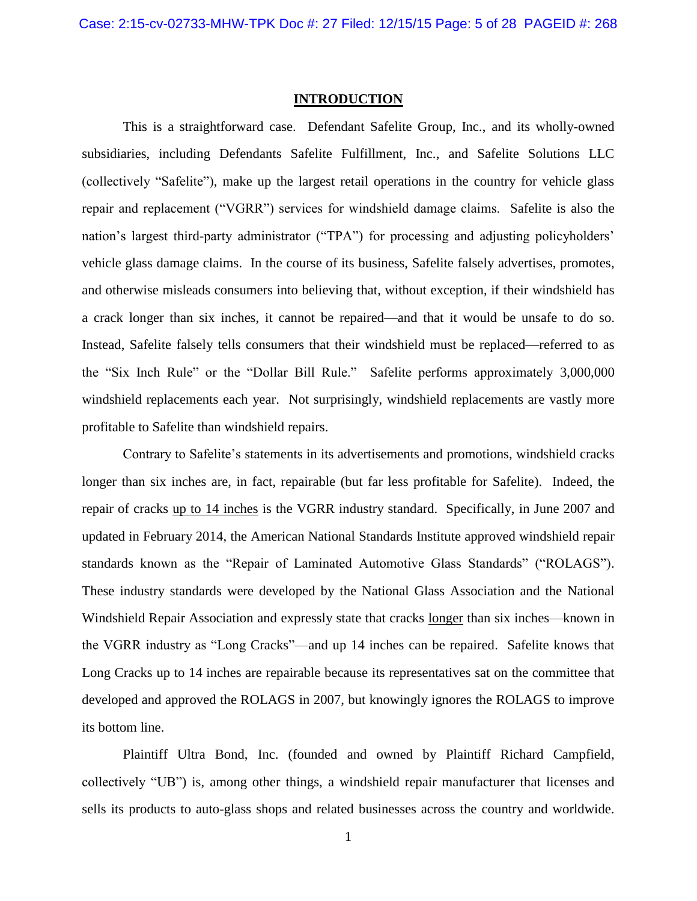## INTRODUCTION

This is a straightforward case. Defendant Safelite Group, Inc., and its wholly-owned subsidiaries, including Defendants Safelite Fulfillment, Inc., and Safelite Solutions LLC (collectively "Safelite"), make up the largest retail operations in the country for vehicle glass repair and replacement ("VGRR") services for windshield damage claims. Safelite is also the nation's largest third-party administrator ("TPA") for processing and adjusting policyholders' vehicle glass damage claims. In the course of its business, Safelite falsely advertises, promotes, and otherwise misleads consumers into believing that, without exception, if their windshield has a crack longer than six inches, it cannot be repaired—and that it would be unsafe to do so. Instead, Safelite falsely tells consumers that their windshield must be replaced—referred to as the "Six Inch Rule" or the "Dollar Bill Rule." Safelite performs approximately 3,000,000 windshield replacements each year. Not surprisingly, windshield replacements are vastly more profitable to Safelite than windshield repairs.

Contrary to Safelite's statements in its advertisements and promotions, windshield cracks longer than six inches are, in fact, repairable (but far less profitable for Safelite). Indeed, the repair of cracks <u>up to 14 inches</u> is the VGRR industry standard. Specifically, in June 2007 and updated in February 2014, the American National Standards Institute approved windshield repair standards known as the "Repair of Laminated Automotive Glass Standards" ("ROLAGS"). These industry standards were developed by the National Glass Association and the National Windshield Repair Association and expressly state that cracks <u>longer</u> than six inches—known in the VGRR industry as "Long Cracks"—and up 14 inches can be repaired. Safelite knows that Long Cracks up to 14 inches are repairable because its representatives sat on the committee that developed and approved the ROLAGS in 2007, but knowingly ignores the ROLAGS to improve its bottom line.

Plaintiff Ultra Bond, Inc. (founded and owned by Plaintiff Richard Campfield, collectively "UB") is, among other things, a windshield repair manufacturer that licenses and sells its products to auto-glass shops and related businesses across the country and worldwide.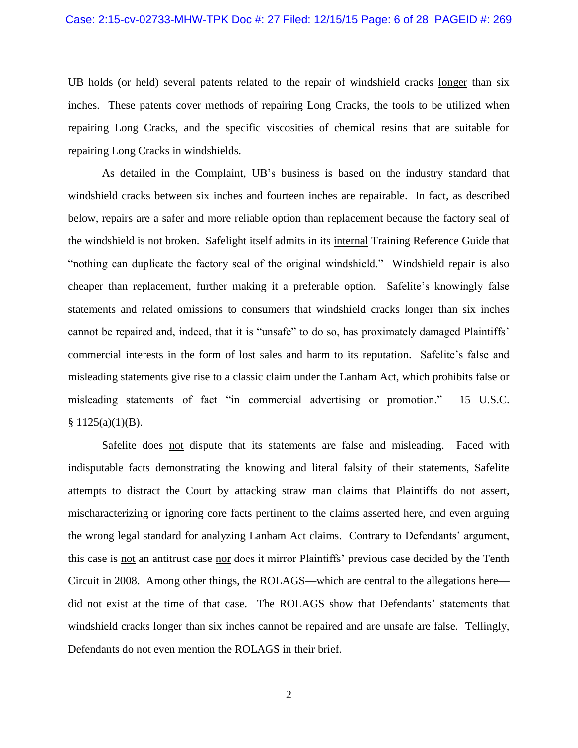UB holds (or held) several patents related to the repair of windshield cracks <u>longer</u> than six inches. These patents cover methods of repairing Long Cracks, the tools to be utilized when repairing Long Cracks, and the specific viscosities of chemical resins that are suitable for repairing Long Cracks in windshields.

As detailed in the Complaint, UB's business is based on the industry standard that windshield cracks between six inches and fourteen inches are repairable. In fact, as described below, repairs are a safer and more reliable option than replacement because the factory seal of the windshield is not broken. Safelight itself admits in its <u>internal</u> Training Reference Guide that "nothing can duplicate the factory seal of the original windshield." Windshield repair is also cheaper than replacement, further making it a preferable option. Safelite's knowingly false statements and related omissions to consumers that windshield cracks longer than six inches cannot be repaired and, indeed, that it is "unsafe" to do so, has proximately damaged Plaintiffs' commercial interests in the form of lost sales and harm to its reputation. Safelite's false and misleading statements give rise to a classic claim under the Lanham Act, which prohibits false or misleading statements of fact "in commercial advertising or promotion." 15 U.S.C. § 1125(a)(1)(B).

Safelite does <u>not</u> dispute that its statements are false and misleading. Faced with indisputable facts demonstrating the knowing and literal falsity of their statements, Safelite attempts to distract the Court by attacking straw man claims that Plaintiffs do not assert, mischaracterizing or ignoring core facts pertinent to the claims asserted here, and even arguing the wrong legal standard for analyzing Lanham Act claims. Contrary to Defendants' argument, this case is <u>not</u> an antitrust case <u>nor</u> does it mirror Plaintiffs' previous case decided by the Tenth Circuit in 2008. Among other things, the ROLAGS—which are central to the allegations here—did not exist at the time of that case. The ROLAGS show that Defendants' statements that windshield cracks longer than six inches cannot be repaired and are unsafe are false. Tellingly, Defendants do not even mention the ROLAGS in their brief.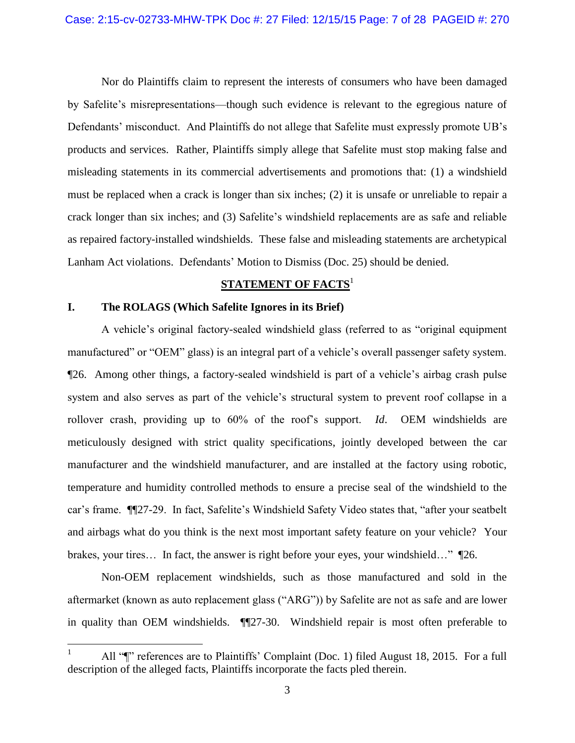Nor do Plaintiffs claim to represent the interests of consumers who have been damaged by Safelite's misrepresentations—though such evidence is relevant to the egregious nature of Defendants' misconduct. And Plaintiffs do not allege that Safelite must expressly promote UB's products and services. Rather, Plaintiffs simply allege that Safelite must stop making false and misleading statements in its commercial advertisements and promotions that: (1) a windshield must be replaced when a crack is longer than six inches; (2) it is unsafe or unreliable to repair a crack longer than six inches; and (3) Safelite's windshield replacements are as safe and reliable as repaired factory-installed windshields. These false and misleading statements are archetypical Lanham Act violations. Defendants' Motion to Dismiss (Doc. 25) should be denied.

## STATEMENT OF FACTS[1]

### I. The ROLAGS (Which Safelite Ignores in its Brief)

A vehicle's original factory-sealed windshield glass (referred to as "original equipment manufactured" or "OEM" glass) is an integral part of a vehicle's overall passenger safety system. ¶26. Among other things, a factory-sealed windshield is part of a vehicle's airbag crash pulse system and also serves as part of the vehicle's structural system to prevent roof collapse in a rollover crash, providing up to 60% of the roof's support. *Id*. OEM windshields are meticulously designed with strict quality specifications, jointly developed between the car manufacturer and the windshield manufacturer, and are installed at the factory using robotic, temperature and humidity controlled methods to ensure a precise seal of the windshield to the car's frame. ¶¶27-29. In fact, Safelite's Windshield Safety Video states that, "after your seatbelt and airbags what do you think is the next most important safety feature on your vehicle? Your brakes, your tires… In fact, the answer is right before your eyes, your windshield…" ¶26.

Non-OEM replacement windshields, such as those manufactured and sold in the aftermarket (known as auto replacement glass ("ARG")) by Safelite are not as safe and are lower in quality than OEM windshields. ¶¶27-30. Windshield repair is most often preferable to

[1] All "¶" references are to Plaintiffs' Complaint (Doc. 1) filed August 18, 2015. For a full description of the alleged facts, Plaintiffs incorporate the facts pled therein.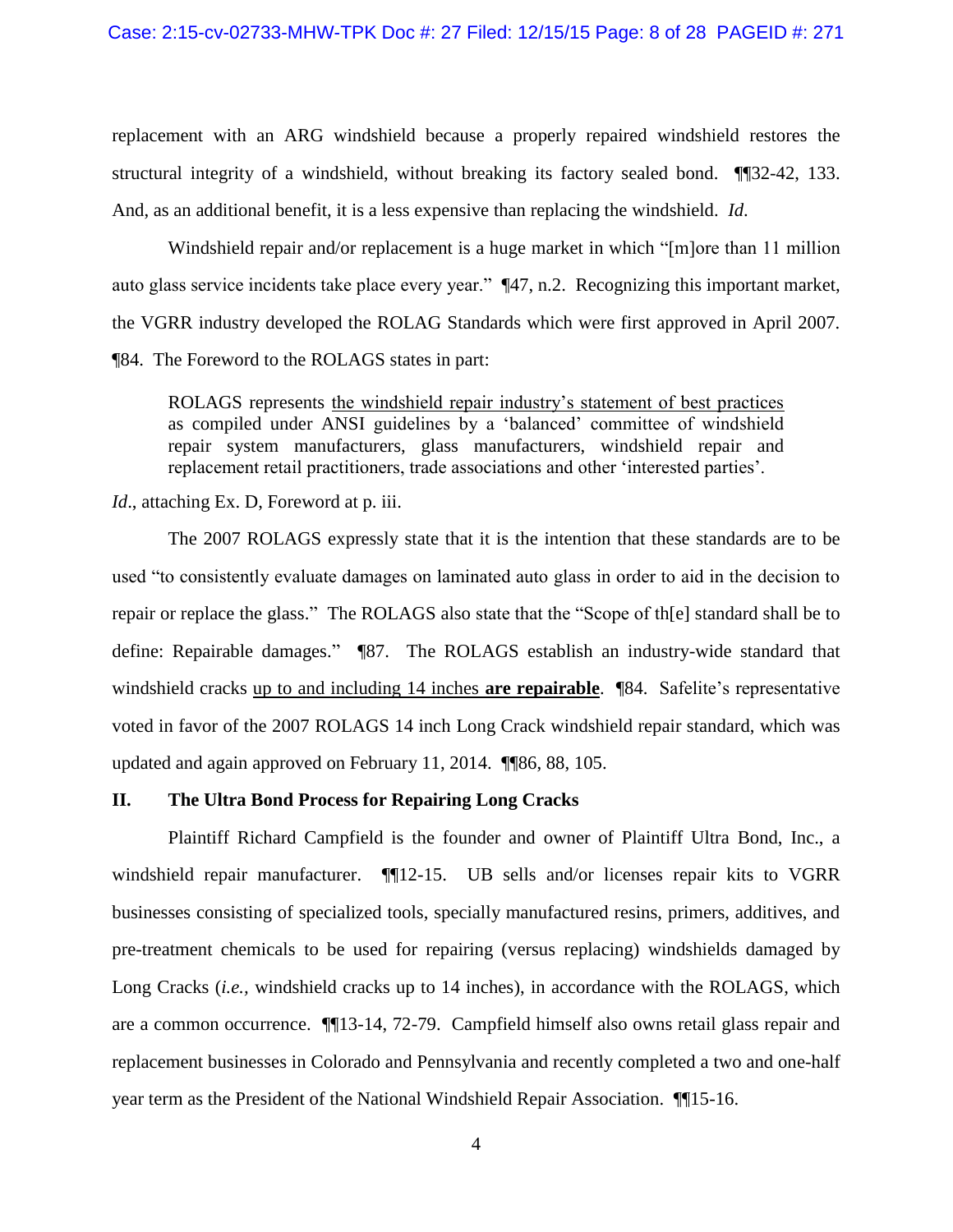replacement with an ARG windshield because a properly repaired windshield restores the structural integrity of a windshield, without breaking its factory sealed bond. ¶¶32-42, 133. And, as an additional benefit, it is a less expensive than replacing the windshield. *Id.*

Windshield repair and/or replacement is a huge market in which "[m]ore than 11 million auto glass service incidents take place every year." ¶47, n.2. Recognizing this important market, the VGRR industry developed the ROLAG Standards which were first approved in April 2007. ¶84. The Foreword to the ROLAGS states in part:

> ROLAGS represents <u>the windshield repair industry's statement of best practices</u> as compiled under ANSI guidelines by a 'balanced' committee of windshield repair system manufacturers, glass manufacturers, windshield repair and replacement retail practitioners, trade associations and other 'interested parties'.

*Id*., attaching Ex. D, Foreword at p. iii.

The 2007 ROLAGS expressly state that it is the intention that these standards are to be used "to consistently evaluate damages on laminated auto glass in order to aid in the decision to repair or replace the glass." The ROLAGS also state that the "Scope of th[e] standard shall be to define: Repairable damages." ¶87. The ROLAGS establish an industry-wide standard that windshield cracks <u>up to and including 14 inches **are repairable**</u>. ¶84. Safelite's representative voted in favor of the 2007 ROLAGS 14 inch Long Crack windshield repair standard, which was updated and again approved on February 11, 2014. ¶¶86, 88, 105.

## II. The Ultra Bond Process for Repairing Long Cracks

Plaintiff Richard Campfield is the founder and owner of Plaintiff Ultra Bond, Inc., a windshield repair manufacturer. ¶¶12-15. UB sells and/or licenses repair kits to VGRR businesses consisting of specialized tools, specially manufactured resins, primers, additives, and pre-treatment chemicals to be used for repairing (versus replacing) windshields damaged by Long Cracks (*i.e.,* windshield cracks up to 14 inches), in accordance with the ROLAGS, which are a common occurrence. ¶¶13-14, 72-79. Campfield himself also owns retail glass repair and replacement businesses in Colorado and Pennsylvania and recently completed a two and one-half year term as the President of the National Windshield Repair Association. ¶¶15-16.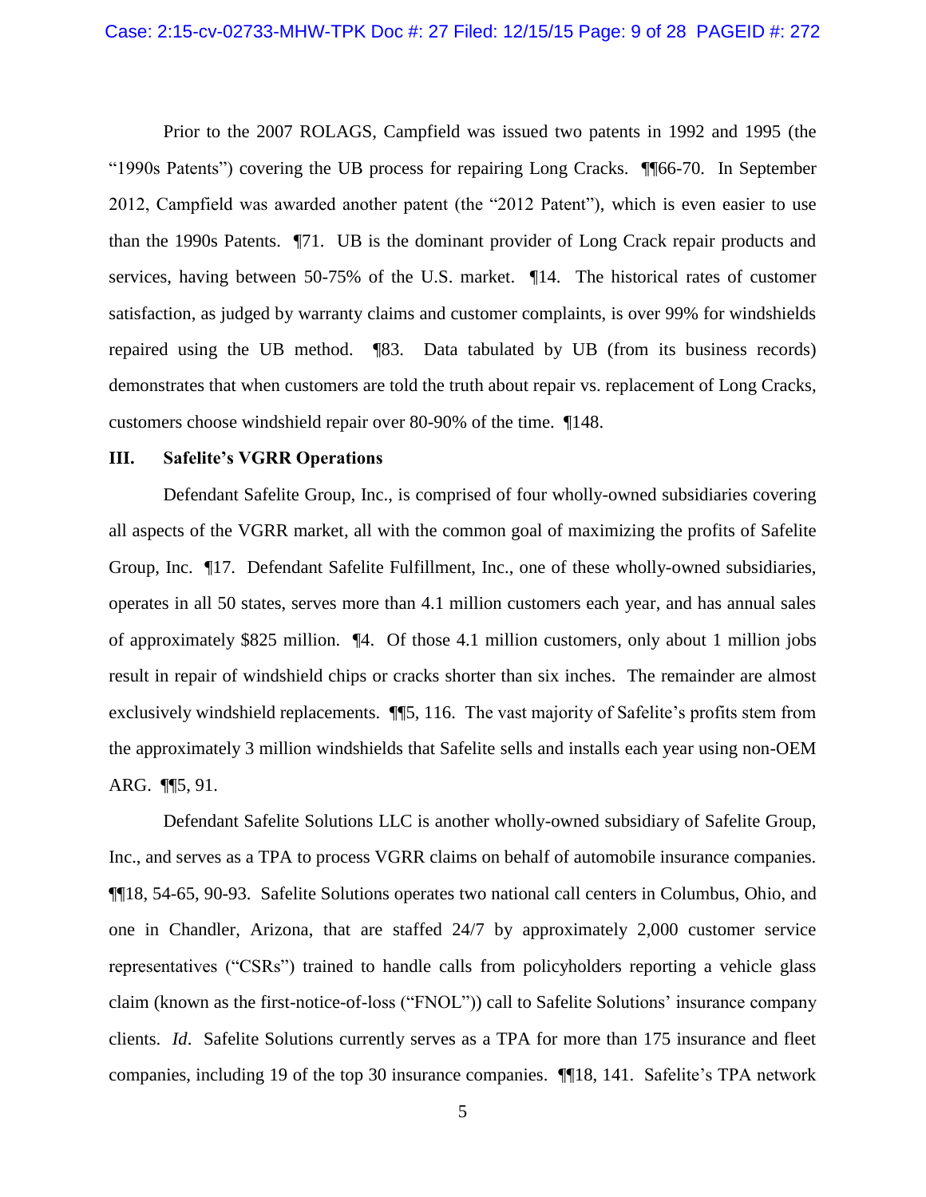Prior to the 2007 ROLAGS, Campfield was issued two patents in 1992 and 1995 (the "1990s Patents") covering the UB process for repairing Long Cracks. ¶¶66-70. In September 2012, Campfield was awarded another patent (the "2012 Patent"), which is even easier to use than the 1990s Patents. ¶71. UB is the dominant provider of Long Crack repair products and services, having between 50-75% of the U.S. market. ¶14. The historical rates of customer satisfaction, as judged by warranty claims and customer complaints, is over 99% for windshields repaired using the UB method. ¶83. Data tabulated by UB (from its business records) demonstrates that when customers are told the truth about repair vs. replacement of Long Cracks, customers choose windshield repair over 80-90% of the time. ¶148.

### III. Safelite's VGRR Operations

Defendant Safelite Group, Inc., is comprised of four wholly-owned subsidiaries covering all aspects of the VGRR market, all with the common goal of maximizing the profits of Safelite Group, Inc. ¶17. Defendant Safelite Fulfillment, Inc., one of these wholly-owned subsidiaries, operates in all 50 states, serves more than 4.1 million customers each year, and has annual sales of approximately $825 million. ¶4. Of those 4.1 million customers, only about 1 million jobs result in repair of windshield chips or cracks shorter than six inches. The remainder are almost exclusively windshield replacements. ¶¶5, 116. The vast majority of Safelite's profits stem from the approximately 3 million windshields that Safelite sells and installs each year using non-OEM ARG. ¶¶5, 91.

Defendant Safelite Solutions LLC is another wholly-owned subsidiary of Safelite Group, Inc., and serves as a TPA to process VGRR claims on behalf of automobile insurance companies. ¶¶18, 54-65, 90-93. Safelite Solutions operates two national call centers in Columbus, Ohio, and one in Chandler, Arizona, that are staffed 24/7 by approximately 2,000 customer service representatives ("CSRs") trained to handle calls from policyholders reporting a vehicle glass claim (known as the first-notice-of-loss ("FNOL")) call to Safelite Solutions' insurance company clients. *Id*. Safelite Solutions currently serves as a TPA for more than 175 insurance and fleet companies, including 19 of the top 30 insurance companies. ¶¶18, 141. Safelite's TPA network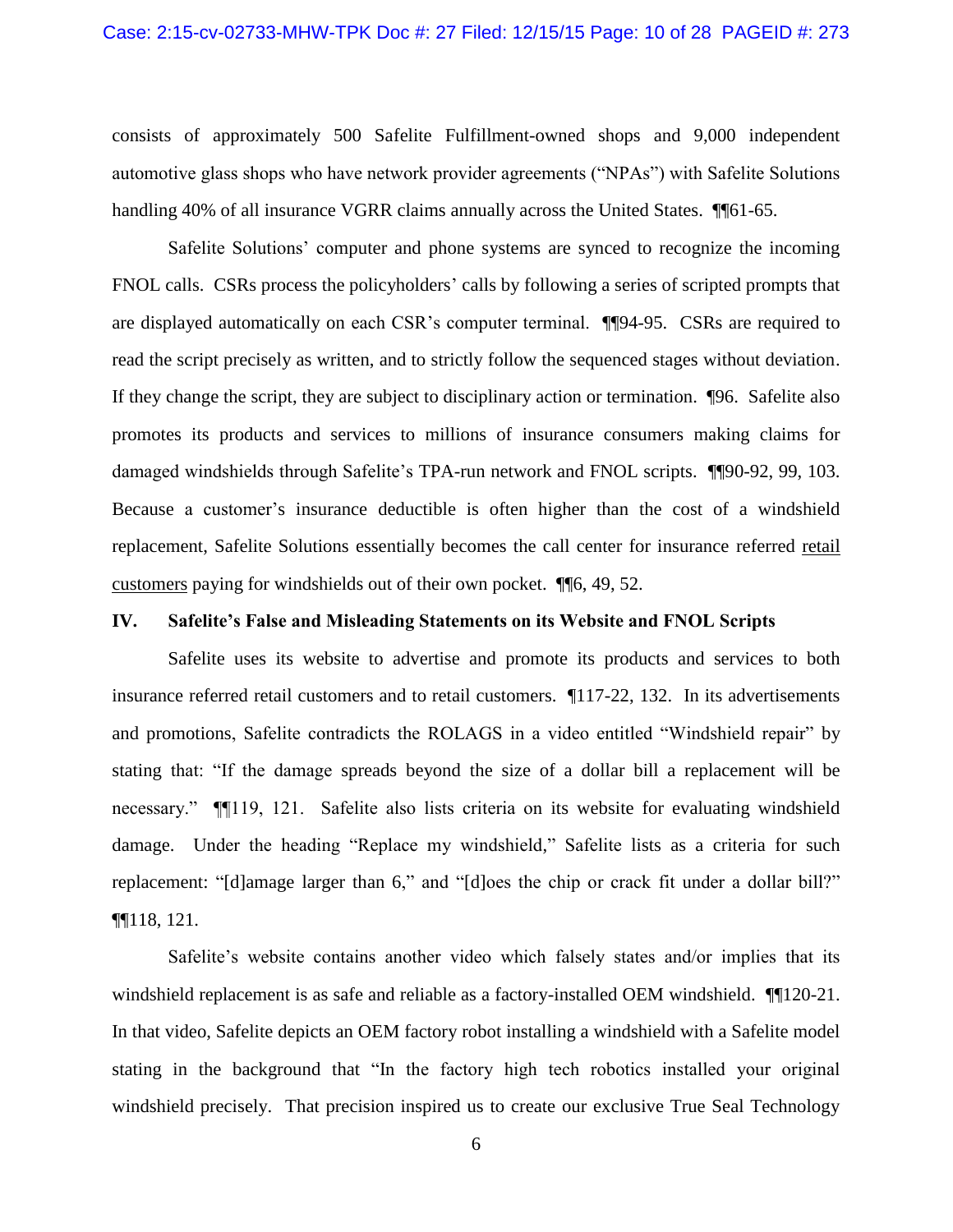consists of approximately 500 Safelite Fulfillment-owned shops and 9,000 independent automotive glass shops who have network provider agreements ("NPAs") with Safelite Solutions handling 40% of all insurance VGRR claims annually across the United States. ¶¶61-65.

Safelite Solutions' computer and phone systems are synced to recognize the incoming FNOL calls. CSRs process the policyholders' calls by following a series of scripted prompts that are displayed automatically on each CSR's computer terminal. ¶¶94-95. CSRs are required to read the script precisely as written, and to strictly follow the sequenced stages without deviation. If they change the script, they are subject to disciplinary action or termination. ¶96. Safelite also promotes its products and services to millions of insurance consumers making claims for damaged windshields through Safelite's TPA-run network and FNOL scripts. ¶¶90-92, 99, 103. Because a customer's insurance deductible is often higher than the cost of a windshield replacement, Safelite Solutions essentially becomes the call center for insurance referred <u>retail customers</u> paying for windshields out of their own pocket. ¶¶6, 49, 52.

## IV. Safelite's False and Misleading Statements on its Website and FNOL Scripts

Safelite uses its website to advertise and promote its products and services to both insurance referred retail customers and to retail customers. ¶117-22, 132. In its advertisements and promotions, Safelite contradicts the ROLAGS in a video entitled "Windshield repair" by stating that: "If the damage spreads beyond the size of a dollar bill a replacement will be necessary." ¶¶119, 121. Safelite also lists criteria on its website for evaluating windshield damage. Under the heading "Replace my windshield," Safelite lists as a criteria for such replacement: "[d]amage larger than 6," and "[d]oes the chip or crack fit under a dollar bill?" ¶¶118, 121.

Safelite's website contains another video which falsely states and/or implies that its windshield replacement is as safe and reliable as a factory-installed OEM windshield. ¶¶120-21. In that video, Safelite depicts an OEM factory robot installing a windshield with a Safelite model stating in the background that "In the factory high tech robotics installed your original windshield precisely. That precision inspired us to create our exclusive True Seal Technology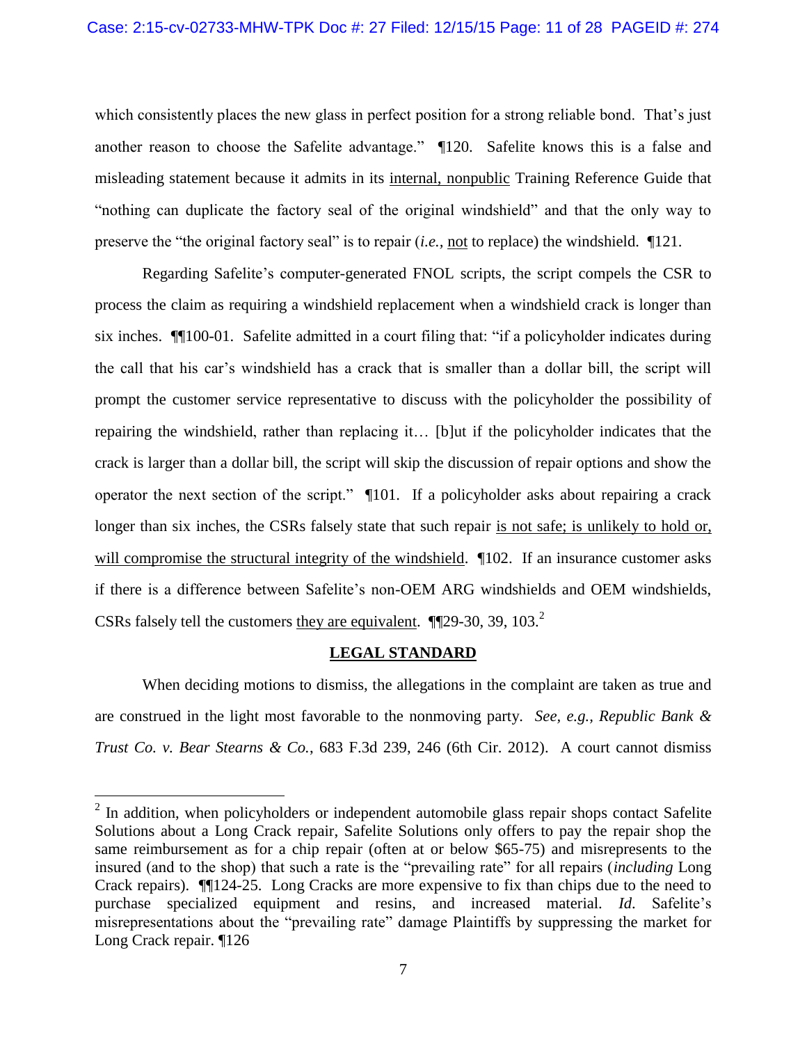which consistently places the new glass in perfect position for a strong reliable bond. That's just another reason to choose the Safelite advantage." ¶120. Safelite knows this is a false and misleading statement because it admits in its <u>internal, nonpublic</u> Training Reference Guide that "nothing can duplicate the factory seal of the original windshield" and that the only way to preserve the "the original factory seal" is to repair (*i.e.*, <u>not</u> to replace) the windshield. ¶121.

Regarding Safelite's computer-generated FNOL scripts, the script compels the CSR to process the claim as requiring a windshield replacement when a windshield crack is longer than six inches. ¶¶100-01. Safelite admitted in a court filing that: "if a policyholder indicates during the call that his car's windshield has a crack that is smaller than a dollar bill, the script will prompt the customer service representative to discuss with the policyholder the possibility of repairing the windshield, rather than replacing it… [b]ut if the policyholder indicates that the crack is larger than a dollar bill, the script will skip the discussion of repair options and show the operator the next section of the script." ¶101. If a policyholder asks about repairing a crack longer than six inches, the CSRs falsely state that such repair <u>is not safe; is unlikely to hold or, will compromise the structural integrity of the windshield</u>. ¶102. If an insurance customer asks if there is a difference between Safelite's non-OEM ARG windshields and OEM windshields, CSRs falsely tell the customers <u>they are equivalent</u>. ¶¶29-30, 39, 103.[2]

## LEGAL STANDARD

When deciding motions to dismiss, the allegations in the complaint are taken as true and are construed in the light most favorable to the nonmoving party. *See, e.g., Republic Bank & Trust Co. v. Bear Stearns & Co.*, 683 F.3d 239, 246 (6th Cir. 2012). A court cannot dismiss

---

[2] In addition, when policyholders or independent automobile glass repair shops contact Safelite Solutions about a Long Crack repair, Safelite Solutions only offers to pay the repair shop the same reimbursement as for a chip repair (often at or below $65-75) and misrepresents to the insured (and to the shop) that such a rate is the "prevailing rate" for all repairs (*including* Long Crack repairs). ¶¶124-25. Long Cracks are more expensive to fix than chips due to the need to purchase specialized equipment and resins, and increased material. *Id.* Safelite's misrepresentations about the "prevailing rate" damage Plaintiffs by suppressing the market for Long Crack repair. ¶126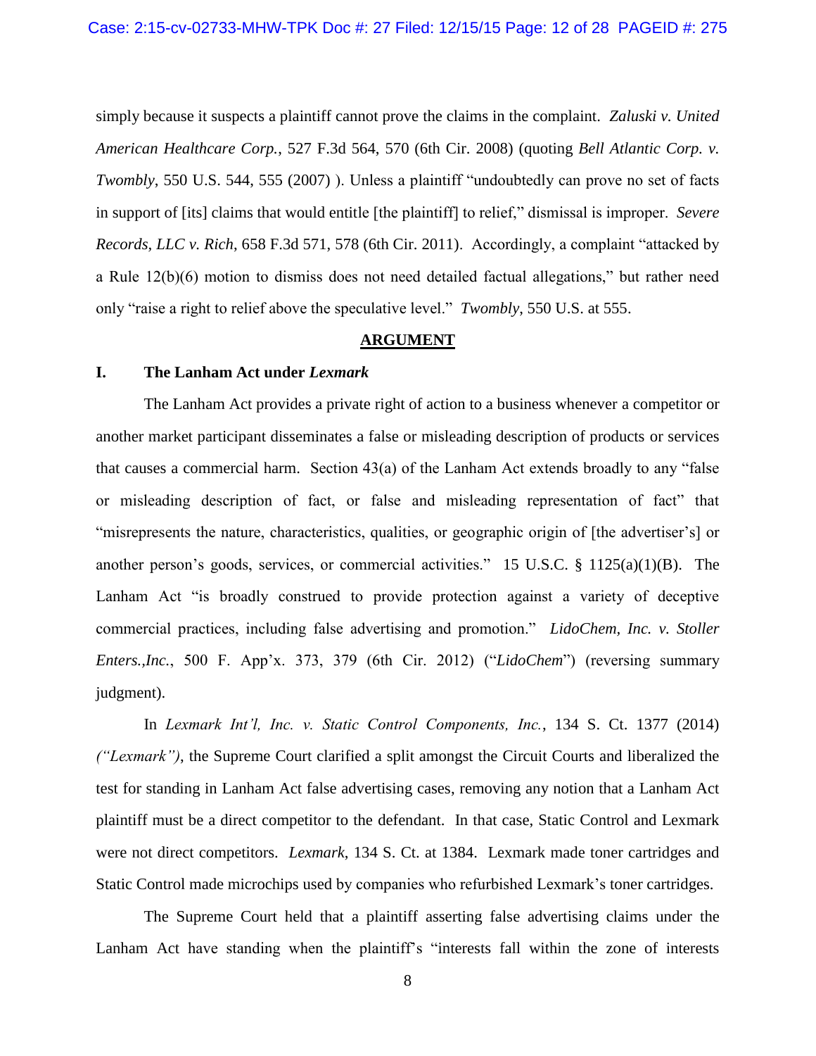simply because it suspects a plaintiff cannot prove the claims in the complaint. *Zaluski v. United American Healthcare Corp.*, 527 F.3d 564, 570 (6th Cir. 2008) (quoting *Bell Atlantic Corp. v. Twombly*, 550 U.S. 544, 555 (2007) ). Unless a plaintiff "undoubtedly can prove no set of facts in support of [its] claims that would entitle [the plaintiff] to relief," dismissal is improper. *Severe Records, LLC v. Rich*, 658 F.3d 571, 578 (6th Cir. 2011). Accordingly, a complaint "attacked by a Rule 12(b)(6) motion to dismiss does not need detailed factual allegations," but rather need only "raise a right to relief above the speculative level." *Twombly*, 550 U.S. at 555.

## ARGUMENT

### I. The Lanham Act under *Lexmark*

The Lanham Act provides a private right of action to a business whenever a competitor or another market participant disseminates a false or misleading description of products or services that causes a commercial harm. Section 43(a) of the Lanham Act extends broadly to any "false or misleading description of fact, or false and misleading representation of fact" that "misrepresents the nature, characteristics, qualities, or geographic origin of [the advertiser's] or another person's goods, services, or commercial activities." 15 U.S.C. § 1125(a)(1)(B). The Lanham Act "is broadly construed to provide protection against a variety of deceptive commercial practices, including false advertising and promotion." *LidoChem, Inc. v. Stoller Enters.,Inc.*, 500 F. App'x. 373, 379 (6th Cir. 2012) ("*LidoChem*") (reversing summary judgment).

In *Lexmark Int'l, Inc. v. Static Control Components, Inc.*, 134 S. Ct. 1377 (2014) *("Lexmark")*, the Supreme Court clarified a split amongst the Circuit Courts and liberalized the test for standing in Lanham Act false advertising cases, removing any notion that a Lanham Act plaintiff must be a direct competitor to the defendant. In that case, Static Control and Lexmark were not direct competitors. *Lexmark*, 134 S. Ct. at 1384. Lexmark made toner cartridges and Static Control made microchips used by companies who refurbished Lexmark's toner cartridges.

The Supreme Court held that a plaintiff asserting false advertising claims under the Lanham Act have standing when the plaintiff's "interests fall within the zone of interests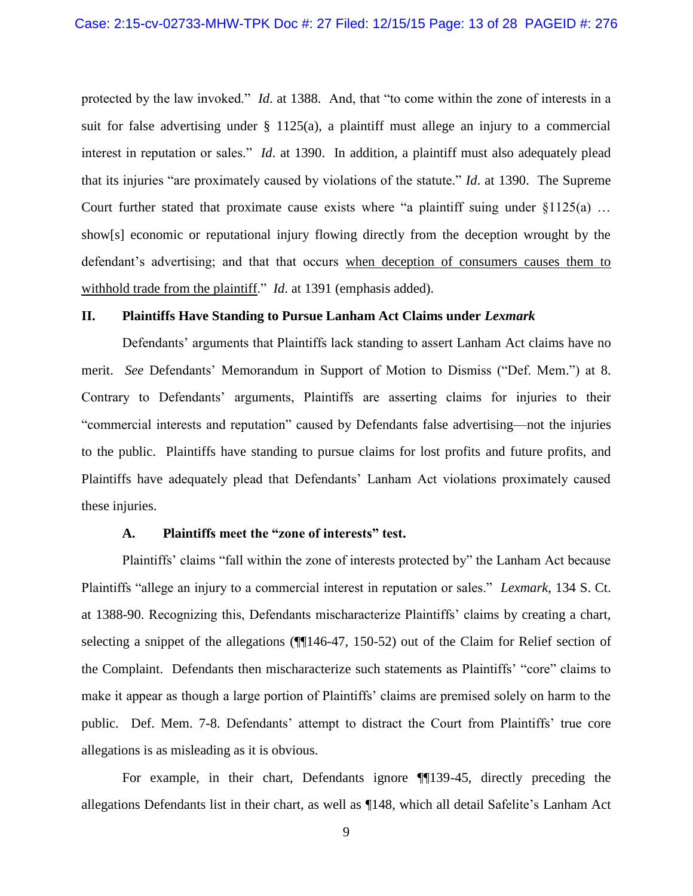protected by the law invoked." *Id*. at 1388. And, that "to come within the zone of interests in a suit for false advertising under § 1125(a), a plaintiff must allege an injury to a commercial interest in reputation or sales." *Id*. at 1390. In addition, a plaintiff must also adequately plead that its injuries "are proximately caused by violations of the statute." *Id*. at 1390. The Supreme Court further stated that proximate cause exists where "a plaintiff suing under §1125(a) … show[s] economic or reputational injury flowing directly from the deception wrought by the defendant's advertising; and that that occurs <u>when deception of consumers causes them to withhold trade from the plaintiff</u>." *Id*. at 1391 (emphasis added).

## II. Plaintiffs Have Standing to Pursue Lanham Act Claims under *Lexmark*

Defendants' arguments that Plaintiffs lack standing to assert Lanham Act claims have no merit. *See* Defendants' Memorandum in Support of Motion to Dismiss ("Def. Mem.") at 8. Contrary to Defendants' arguments, Plaintiffs are asserting claims for injuries to their "commercial interests and reputation" caused by Defendants false advertising—not the injuries to the public. Plaintiffs have standing to pursue claims for lost profits and future profits, and Plaintiffs have adequately plead that Defendants' Lanham Act violations proximately caused these injuries.

### A. Plaintiffs meet the "zone of interests" test.

Plaintiffs' claims "fall within the zone of interests protected by" the Lanham Act because Plaintiffs "allege an injury to a commercial interest in reputation or sales." *Lexmark*, 134 S. Ct. at 1388-90. Recognizing this, Defendants mischaracterize Plaintiffs' claims by creating a chart, selecting a snippet of the allegations (¶¶146-47, 150-52) out of the Claim for Relief section of the Complaint. Defendants then mischaracterize such statements as Plaintiffs' "core" claims to make it appear as though a large portion of Plaintiffs' claims are premised solely on harm to the public. Def. Mem. 7-8. Defendants' attempt to distract the Court from Plaintiffs' true core allegations is as misleading as it is obvious.

For example, in their chart, Defendants ignore ¶¶139-45, directly preceding the allegations Defendants list in their chart, as well as ¶148, which all detail Safelite's Lanham Act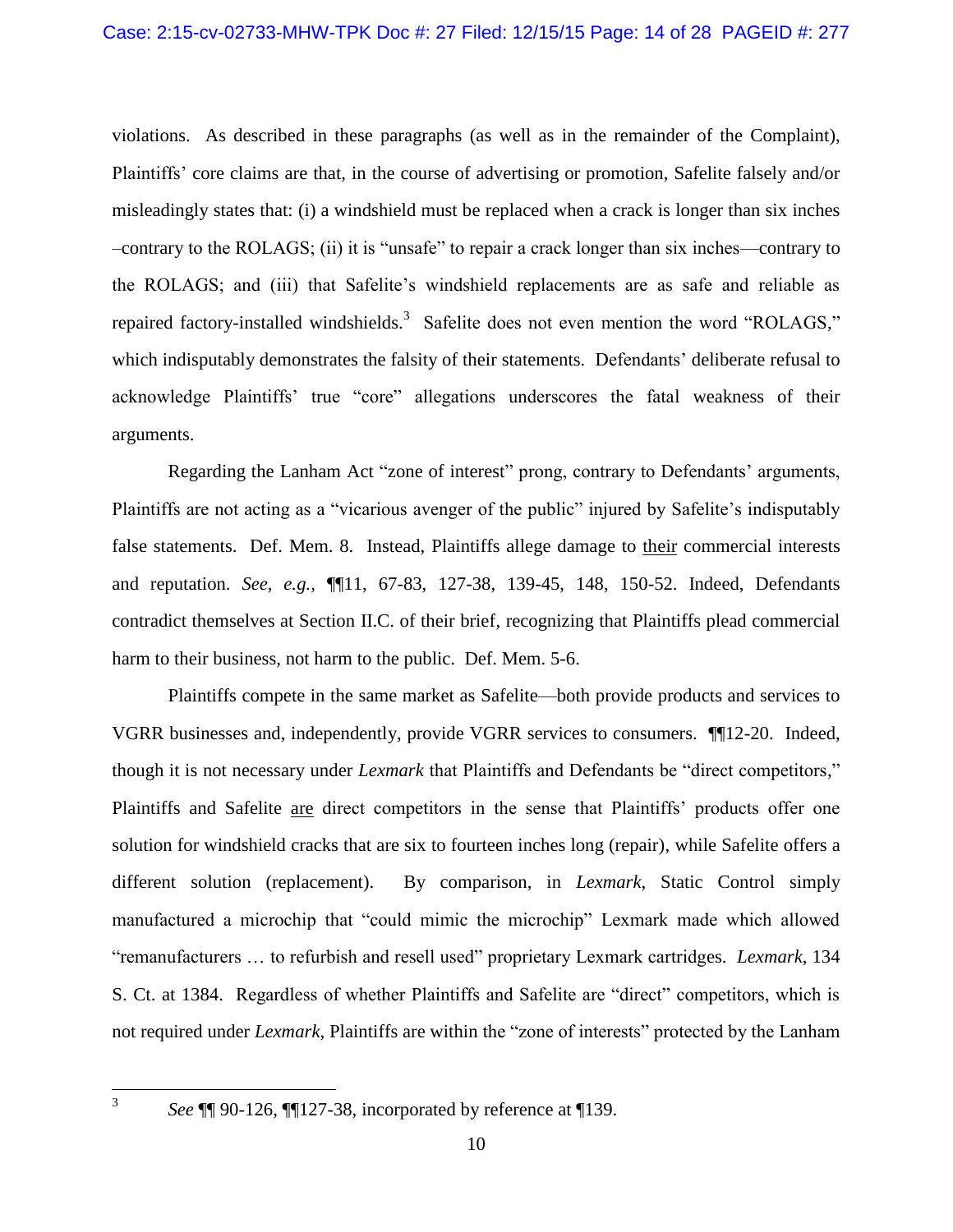violations. As described in these paragraphs (as well as in the remainder of the Complaint), Plaintiffs' core claims are that, in the course of advertising or promotion, Safelite falsely and/or misleadingly states that: (i) a windshield must be replaced when a crack is longer than six inches –contrary to the ROLAGS; (ii) it is "unsafe" to repair a crack longer than six inches—contrary to the ROLAGS; and (iii) that Safelite's windshield replacements are as safe and reliable as repaired factory-installed windshields.[3] Safelite does not even mention the word "ROLAGS," which indisputably demonstrates the falsity of their statements. Defendants' deliberate refusal to acknowledge Plaintiffs' true "core" allegations underscores the fatal weakness of their arguments.

Regarding the Lanham Act "zone of interest" prong, contrary to Defendants' arguments, Plaintiffs are not acting as a "vicarious avenger of the public" injured by Safelite's indisputably false statements. Def. Mem. 8. Instead, Plaintiffs allege damage to <u>their</u> commercial interests and reputation. *See, e.g.,* ¶¶11, 67-83, 127-38, 139-45, 148, 150-52. Indeed, Defendants contradict themselves at Section II.C. of their brief, recognizing that Plaintiffs plead commercial harm to their business, not harm to the public. Def. Mem. 5-6.

Plaintiffs compete in the same market as Safelite—both provide products and services to VGRR businesses and, independently, provide VGRR services to consumers. ¶¶12-20. Indeed, though it is not necessary under *Lexmark* that Plaintiffs and Defendants be "direct competitors," Plaintiffs and Safelite <u>are</u> direct competitors in the sense that Plaintiffs' products offer one solution for windshield cracks that are six to fourteen inches long (repair), while Safelite offers a different solution (replacement). By comparison, in *Lexmark*, Static Control simply manufactured a microchip that "could mimic the microchip" Lexmark made which allowed "remanufacturers … to refurbish and resell used" proprietary Lexmark cartridges. *Lexmark*, 134 S. Ct. at 1384. Regardless of whether Plaintiffs and Safelite are "direct" competitors, which is not required under *Lexmark*, Plaintiffs are within the "zone of interests" protected by the Lanham

---

[3] *See* ¶¶ 90-126, ¶¶127-38, incorporated by reference at ¶139.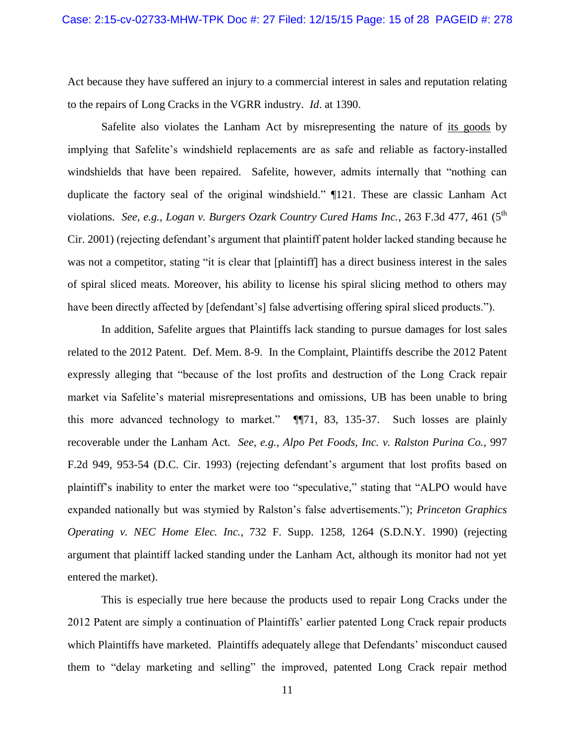Act because they have suffered an injury to a commercial interest in sales and reputation relating to the repairs of Long Cracks in the VGRR industry. *Id*. at 1390.

Safelite also violates the Lanham Act by misrepresenting the nature of <u>its goods</u> by implying that Safelite's windshield replacements are as safe and reliable as factory-installed windshields that have been repaired. Safelite, however, admits internally that "nothing can duplicate the factory seal of the original windshield." ¶121. These are classic Lanham Act violations. *See, e.g., Logan v. Burgers Ozark Country Cured Hams Inc.*, 263 F.3d 477, 461 (5th Cir. 2001) (rejecting defendant's argument that plaintiff patent holder lacked standing because he was not a competitor, stating "it is clear that [plaintiff] has a direct business interest in the sales of spiral sliced meats. Moreover, his ability to license his spiral slicing method to others may have been directly affected by [defendant's] false advertising offering spiral sliced products.").

In addition, Safelite argues that Plaintiffs lack standing to pursue damages for lost sales related to the 2012 Patent. Def. Mem. 8-9. In the Complaint, Plaintiffs describe the 2012 Patent expressly alleging that "because of the lost profits and destruction of the Long Crack repair market via Safelite's material misrepresentations and omissions, UB has been unable to bring this more advanced technology to market." ¶¶71, 83, 135-37. Such losses are plainly recoverable under the Lanham Act. *See, e.g., Alpo Pet Foods, Inc. v. Ralston Purina Co.*, 997 F.2d 949, 953-54 (D.C. Cir. 1993) (rejecting defendant's argument that lost profits based on plaintiff's inability to enter the market were too "speculative," stating that "ALPO would have expanded nationally but was stymied by Ralston's false advertisements."); *Princeton Graphics Operating v. NEC Home Elec. Inc.*, 732 F. Supp. 1258, 1264 (S.D.N.Y. 1990) (rejecting argument that plaintiff lacked standing under the Lanham Act, although its monitor had not yet entered the market).

This is especially true here because the products used to repair Long Cracks under the 2012 Patent are simply a continuation of Plaintiffs' earlier patented Long Crack repair products which Plaintiffs have marketed. Plaintiffs adequately allege that Defendants' misconduct caused them to "delay marketing and selling" the improved, patented Long Crack repair method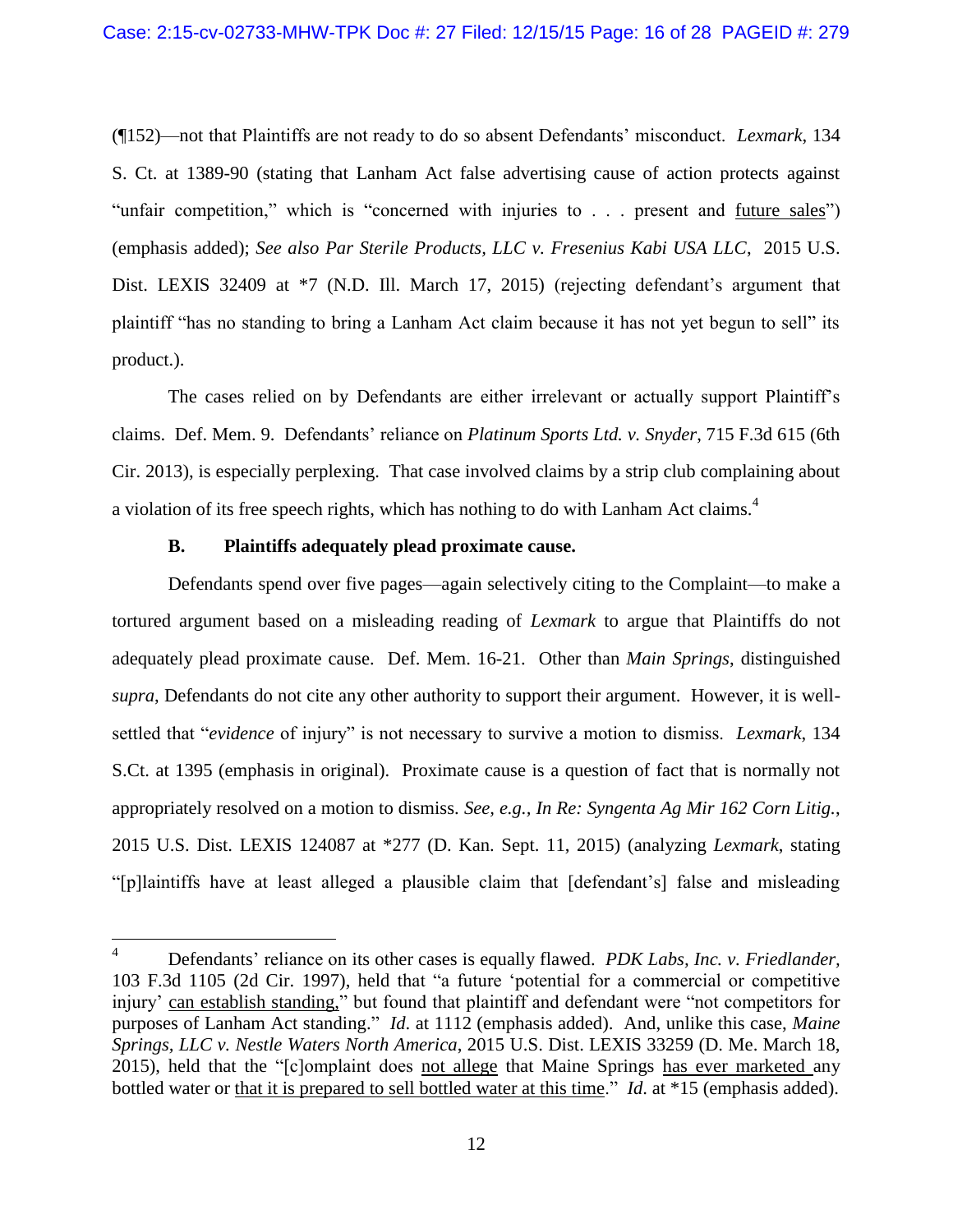(¶152)—not that Plaintiffs are not ready to do so absent Defendants' misconduct. *Lexmark*, 134 S. Ct. at 1389-90 (stating that Lanham Act false advertising cause of action protects against "unfair competition," which is "concerned with injuries to . . . present and <u>future sales</u>") (emphasis added); *See also Par Sterile Products, LLC v. Fresenius Kabi USA LLC*, 2015 U.S. Dist. LEXIS 32409 at *7 (N.D. Ill. March 17, 2015) (rejecting defendant's argument that plaintiff "has no standing to bring a Lanham Act claim because it has not yet begun to sell" its product.).

The cases relied on by Defendants are either irrelevant or actually support Plaintiff's claims. Def. Mem. 9. Defendants' reliance on *Platinum Sports Ltd. v. Snyder*, 715 F.3d 615 (6th Cir. 2013), is especially perplexing. That case involved claims by a strip club complaining about a violation of its free speech rights, which has nothing to do with Lanham Act claims.[4]

**B. Plaintiffs adequately plead proximate cause.**

Defendants spend over five pages—again selectively citing to the Complaint—to make a tortured argument based on a misleading reading of *Lexmark* to argue that Plaintiffs do not adequately plead proximate cause. Def. Mem. 16-21. Other than *Main Springs*, distinguished *supra*, Defendants do not cite any other authority to support their argument. However, it is well-settled that "*evidence* of injury" is not necessary to survive a motion to dismiss. *Lexmark*, 134 S.Ct. at 1395 (emphasis in original). Proximate cause is a question of fact that is normally not appropriately resolved on a motion to dismiss. *See, e.g., In Re: Syngenta Ag Mir 162 Corn Litig.*, 2015 U.S. Dist. LEXIS 124087 at *277 (D. Kan. Sept. 11, 2015) (analyzing *Lexmark*, stating "[p]laintiffs have at least alleged a plausible claim that [defendant's] false and misleading

---

[4] Defendants' reliance on its other cases is equally flawed. *PDK Labs, Inc. v. Friedlander*, 103 F.3d 1105 (2d Cir. 1997), held that "a future 'potential for a commercial or competitive injury' <u>can establish standing,</u>" but found that plaintiff and defendant were "not competitors for purposes of Lanham Act standing." *Id.* at 1112 (emphasis added). And, unlike this case, *Maine Springs, LLC v. Nestle Waters North America*, 2015 U.S. Dist. LEXIS 33259 (D. Me. March 18, 2015), held that the "[c]omplaint does <u>not allege</u> that Maine Springs <u>has ever marketed</u> any bottled water or <u>that it is prepared to sell bottled water at this time</u>." *Id.* at *15 (emphasis added).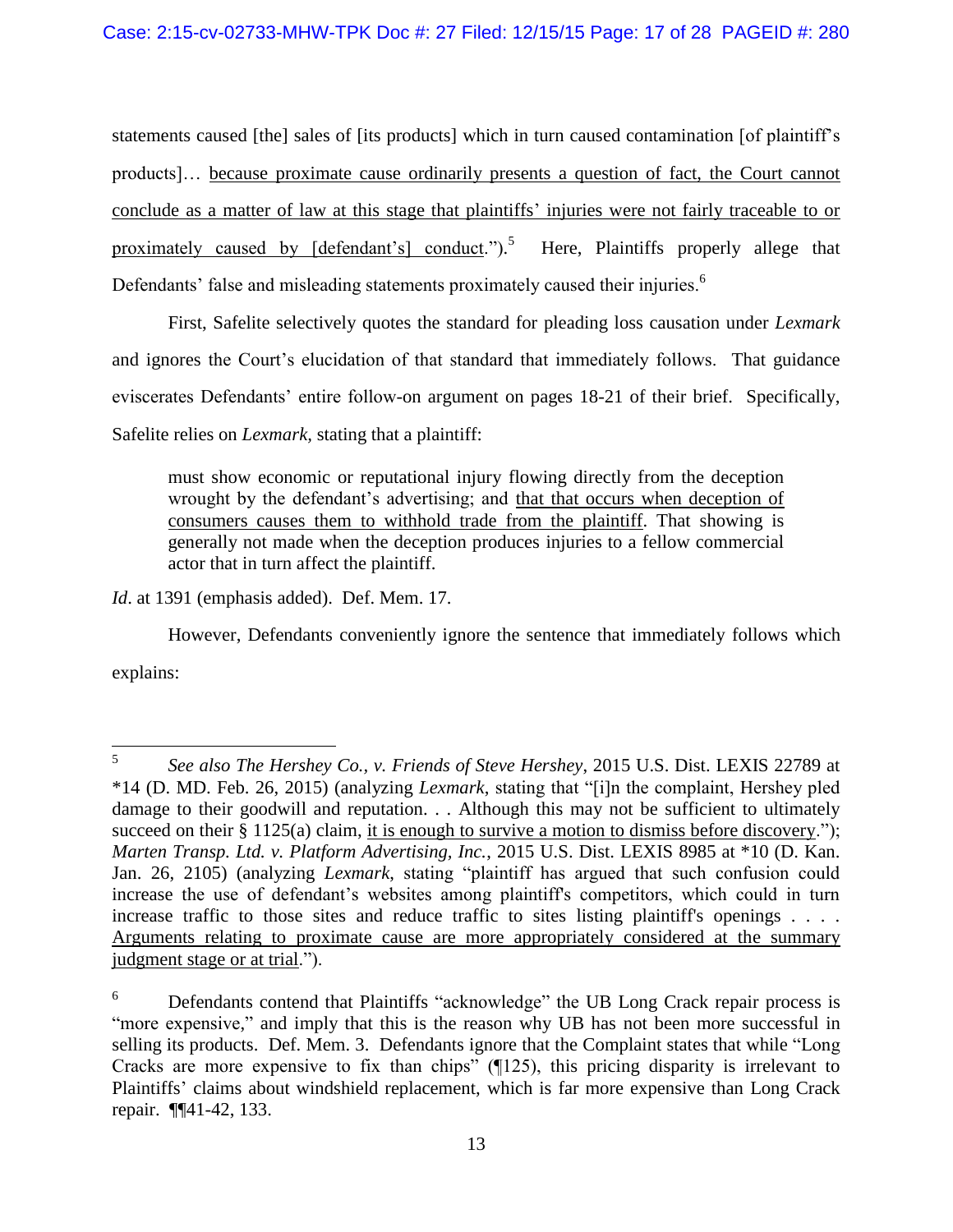statements caused [the] sales of [its products] which in turn caused contamination [of plaintiff's products]… <u>because proximate cause ordinarily presents a question of fact, the Court cannot conclude as a matter of law at this stage that plaintiffs' injuries were not fairly traceable to or proximately caused by [defendant's] conduct</u>.").[5] Here, Plaintiffs properly allege that Defendants' false and misleading statements proximately caused their injuries.[6]

First, Safelite selectively quotes the standard for pleading loss causation under *Lexmark* and ignores the Court's elucidation of that standard that immediately follows. That guidance eviscerates Defendants' entire follow-on argument on pages 18-21 of their brief. Specifically, Safelite relies on *Lexmark*, stating that a plaintiff:

> must show economic or reputational injury flowing directly from the deception wrought by the defendant's advertising; and <u>that that occurs when deception of consumers causes them to withhold trade from the plaintiff</u>. That showing is generally not made when the deception produces injuries to a fellow commercial actor that in turn affect the plaintiff.

*Id*. at 1391 (emphasis added). Def. Mem. 17.

However, Defendants conveniently ignore the sentence that immediately follows which explains:

---

[5] *See also The Hershey Co., v. Friends of Steve Hershey*, 2015 U.S. Dist. LEXIS 22789 at *14 (D. MD. Feb. 26, 2015) (analyzing *Lexmark*, stating that "[i]n the complaint, Hershey pled damage to their goodwill and reputation. . . Although this may not be sufficient to ultimately succeed on their § 1125(a) claim, <u>it is enough to survive a motion to dismiss before discovery</u>."); *Marten Transp. Ltd. v. Platform Advertising, Inc.*, 2015 U.S. Dist. LEXIS 8985 at *10 (D. Kan. Jan. 26, 2105) (analyzing *Lexmark*, stating "plaintiff has argued that such confusion could increase the use of defendant's websites among plaintiff's competitors, which could in turn increase traffic to those sites and reduce traffic to sites listing plaintiff's openings . . . . <u>Arguments relating to proximate cause are more appropriately considered at the summary judgment stage or at trial</u>.").

[6] Defendants contend that Plaintiffs "acknowledge" the UB Long Crack repair process is "more expensive," and imply that this is the reason why UB has not been more successful in selling its products. Def. Mem. 3. Defendants ignore that the Complaint states that while "Long Cracks are more expensive to fix than chips" (¶125), this pricing disparity is irrelevant to Plaintiffs' claims about windshield replacement, which is far more expensive than Long Crack repair. ¶¶41-42, 133.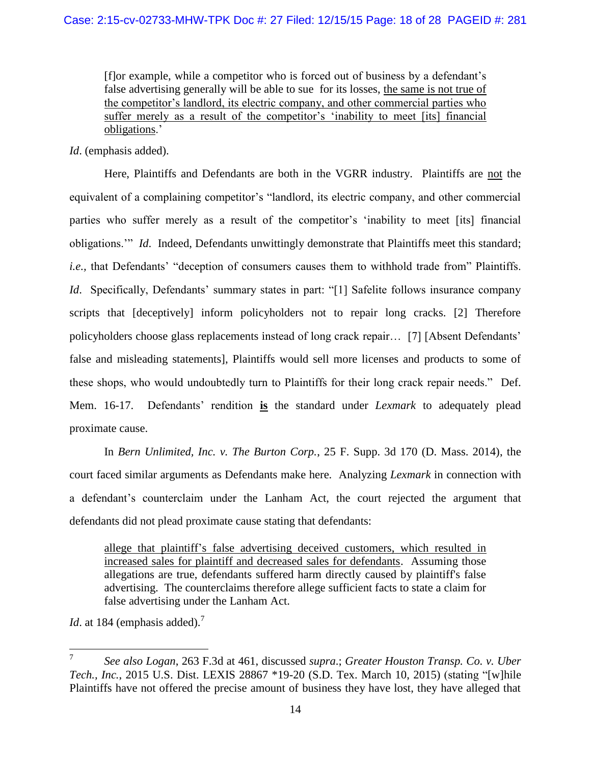> [f]or example, while a competitor who is forced out of business by a defendant's false advertising generally will be able to sue for its losses, <u>the same is not true of the competitor's landlord, its electric company, and other commercial parties who suffer merely as a result of the competitor's 'inability to meet [its] financial obligations</u>.'

*Id*. (emphasis added).

Here, Plaintiffs and Defendants are both in the VGRR industry. Plaintiffs are <u>not</u> the equivalent of a complaining competitor's "landlord, its electric company, and other commercial parties who suffer merely as a result of the competitor's 'inability to meet [its] financial obligations.'" *Id.* Indeed, Defendants unwittingly demonstrate that Plaintiffs meet this standard; *i.e.*, that Defendants' "deception of consumers causes them to withhold trade from" Plaintiffs. *Id*. Specifically, Defendants' summary states in part: "[1] Safelite follows insurance company scripts that [deceptively] inform policyholders not to repair long cracks. [2] Therefore policyholders choose glass replacements instead of long crack repair… [7] [Absent Defendants' false and misleading statements], Plaintiffs would sell more licenses and products to some of these shops, who would undoubtedly turn to Plaintiffs for their long crack repair needs." Def. Mem. 16-17. Defendants' rendition <u>**is**</u> the standard under *Lexmark* to adequately plead proximate cause.

In *Bern Unlimited, Inc. v. The Burton Corp.*, 25 F. Supp. 3d 170 (D. Mass. 2014), the court faced similar arguments as Defendants make here. Analyzing *Lexmark* in connection with a defendant's counterclaim under the Lanham Act, the court rejected the argument that defendants did not plead proximate cause stating that defendants:

> <u>allege that plaintiff's false advertising deceived customers, which resulted in increased sales for plaintiff and decreased sales for defendants</u>. Assuming those allegations are true, defendants suffered harm directly caused by plaintiff's false advertising. The counterclaims therefore allege sufficient facts to state a claim for false advertising under the Lanham Act.

*Id*. at 184 (emphasis added).[7]

---

[7] *See also Logan*, 263 F.3d at 461, discussed *supra*.; *Greater Houston Transp. Co. v. Uber Tech., Inc.*, 2015 U.S. Dist. LEXIS 28867 *19-20 (S.D. Tex. March 10, 2015) (stating "[w]hile Plaintiffs have not offered the precise amount of business they have lost, they have alleged that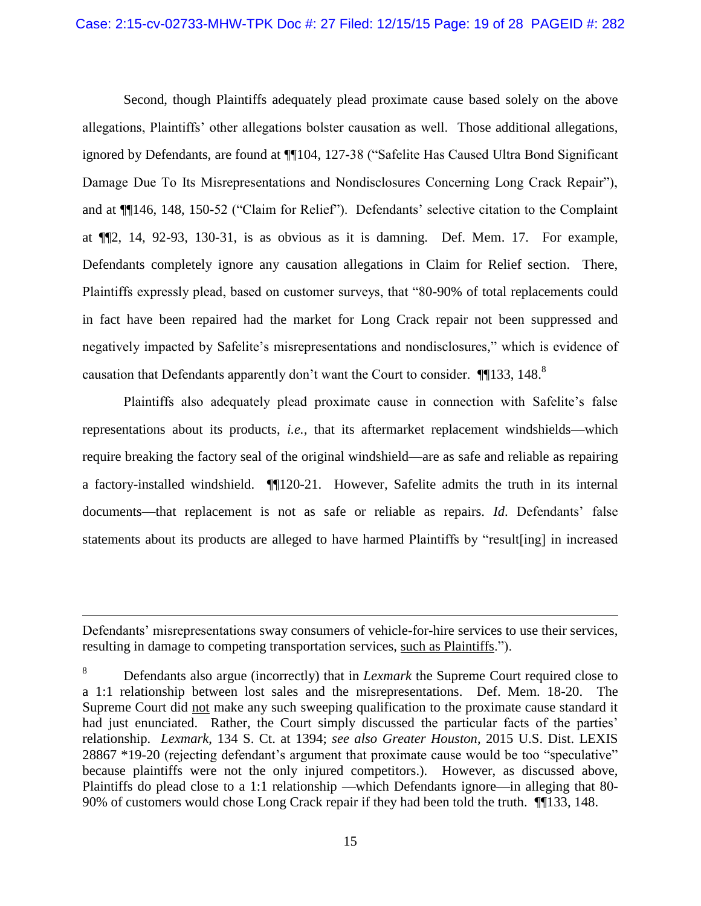Second, though Plaintiffs adequately plead proximate cause based solely on the above allegations, Plaintiffs' other allegations bolster causation as well. Those additional allegations, ignored by Defendants, are found at ¶¶104, 127-38 ("Safelite Has Caused Ultra Bond Significant Damage Due To Its Misrepresentations and Nondisclosures Concerning Long Crack Repair"), and at ¶¶146, 148, 150-52 ("Claim for Relief"). Defendants' selective citation to the Complaint at ¶¶2, 14, 92-93, 130-31, is as obvious as it is damning. Def. Mem. 17. For example, Defendants completely ignore any causation allegations in Claim for Relief section. There, Plaintiffs expressly plead, based on customer surveys, that "80-90% of total replacements could in fact have been repaired had the market for Long Crack repair not been suppressed and negatively impacted by Safelite's misrepresentations and nondisclosures," which is evidence of causation that Defendants apparently don't want the Court to consider. ¶¶133, 148.[8]

Plaintiffs also adequately plead proximate cause in connection with Safelite's false representations about its products, *i.e.*, that its aftermarket replacement windshields—which require breaking the factory seal of the original windshield—are as safe and reliable as repairing a factory-installed windshield. ¶¶120-21. However, Safelite admits the truth in its internal documents—that replacement is not as safe or reliable as repairs. *Id.* Defendants' false statements about its products are alleged to have harmed Plaintiffs by "result[ing] in increased

---

Defendants' misrepresentations sway consumers of vehicle-for-hire services to use their services, resulting in damage to competing transportation services, <u>such as Plaintiffs</u>.").

[8] Defendants also argue (incorrectly) that in *Lexmark* the Supreme Court required close to a 1:1 relationship between lost sales and the misrepresentations. Def. Mem. 18-20. The Supreme Court did <u>not</u> make any such sweeping qualification to the proximate cause standard it had just enunciated. Rather, the Court simply discussed the particular facts of the parties' relationship. *Lexmark*, 134 S. Ct. at 1394; *see also Greater Houston*, 2015 U.S. Dist. LEXIS 28867 *19-20 (rejecting defendant's argument that proximate cause would be too "speculative" because plaintiffs were not the only injured competitors.). However, as discussed above, Plaintiffs do plead close to a 1:1 relationship —which Defendants ignore—in alleging that 80-90% of customers would chose Long Crack repair if they had been told the truth. ¶¶133, 148.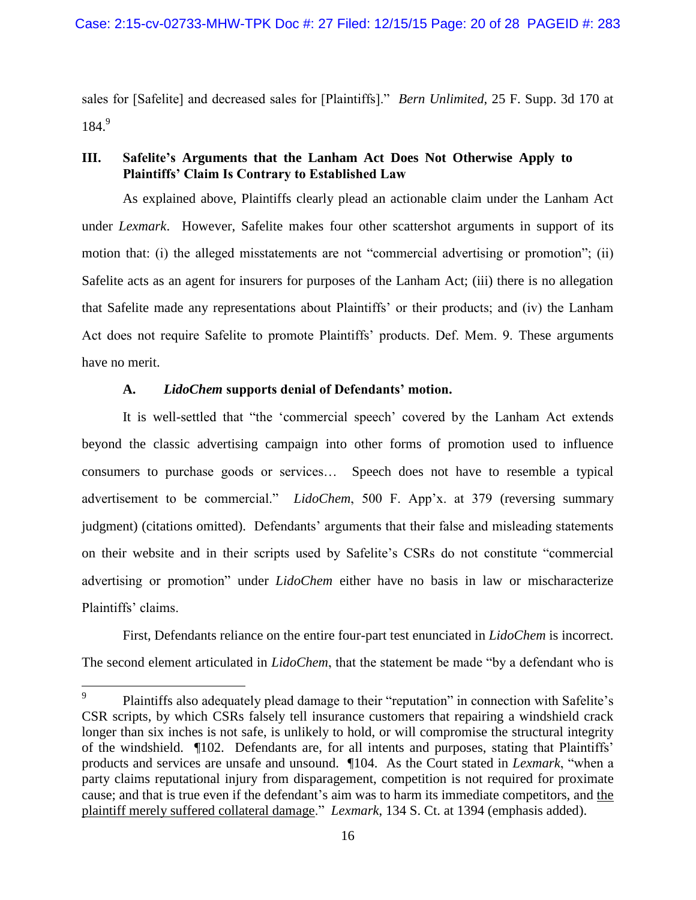sales for [Safelite] and decreased sales for [Plaintiffs]." *Bern Unlimited*, 25 F. Supp. 3d 170 at 184.[9]

### III. Safelite's Arguments that the Lanham Act Does Not Otherwise Apply to Plaintiffs' Claim Is Contrary to Established Law

As explained above, Plaintiffs clearly plead an actionable claim under the Lanham Act under *Lexmark*. However, Safelite makes four other scattershot arguments in support of its motion that: (i) the alleged misstatements are not "commercial advertising or promotion"; (ii) Safelite acts as an agent for insurers for purposes of the Lanham Act; (iii) there is no allegation that Safelite made any representations about Plaintiffs' or their products; and (iv) the Lanham Act does not require Safelite to promote Plaintiffs' products. Def. Mem. 9. These arguments have no merit.

#### A. *LidoChem* supports denial of Defendants' motion.

It is well-settled that "the 'commercial speech' covered by the Lanham Act extends beyond the classic advertising campaign into other forms of promotion used to influence consumers to purchase goods or services… Speech does not have to resemble a typical advertisement to be commercial." *LidoChem*, 500 F. App'x. at 379 (reversing summary judgment) (citations omitted). Defendants' arguments that their false and misleading statements on their website and in their scripts used by Safelite's CSRs do not constitute "commercial advertising or promotion" under *LidoChem* either have no basis in law or mischaracterize Plaintiffs' claims.

First, Defendants reliance on the entire four-part test enunciated in *LidoChem* is incorrect. The second element articulated in *LidoChem*, that the statement be made "by a defendant who is

---

[9] Plaintiffs also adequately plead damage to their "reputation" in connection with Safelite's CSR scripts, by which CSRs falsely tell insurance customers that repairing a windshield crack longer than six inches is not safe, is unlikely to hold, or will compromise the structural integrity of the windshield. ¶102. Defendants are, for all intents and purposes, stating that Plaintiffs' products and services are unsafe and unsound. ¶104. As the Court stated in *Lexmark*, "when a party claims reputational injury from disparagement, competition is not required for proximate cause; and that is true even if the defendant's aim was to harm its immediate competitors, and <u>the plaintiff merely suffered collateral damage</u>." *Lexmark*, 134 S. Ct. at 1394 (emphasis added).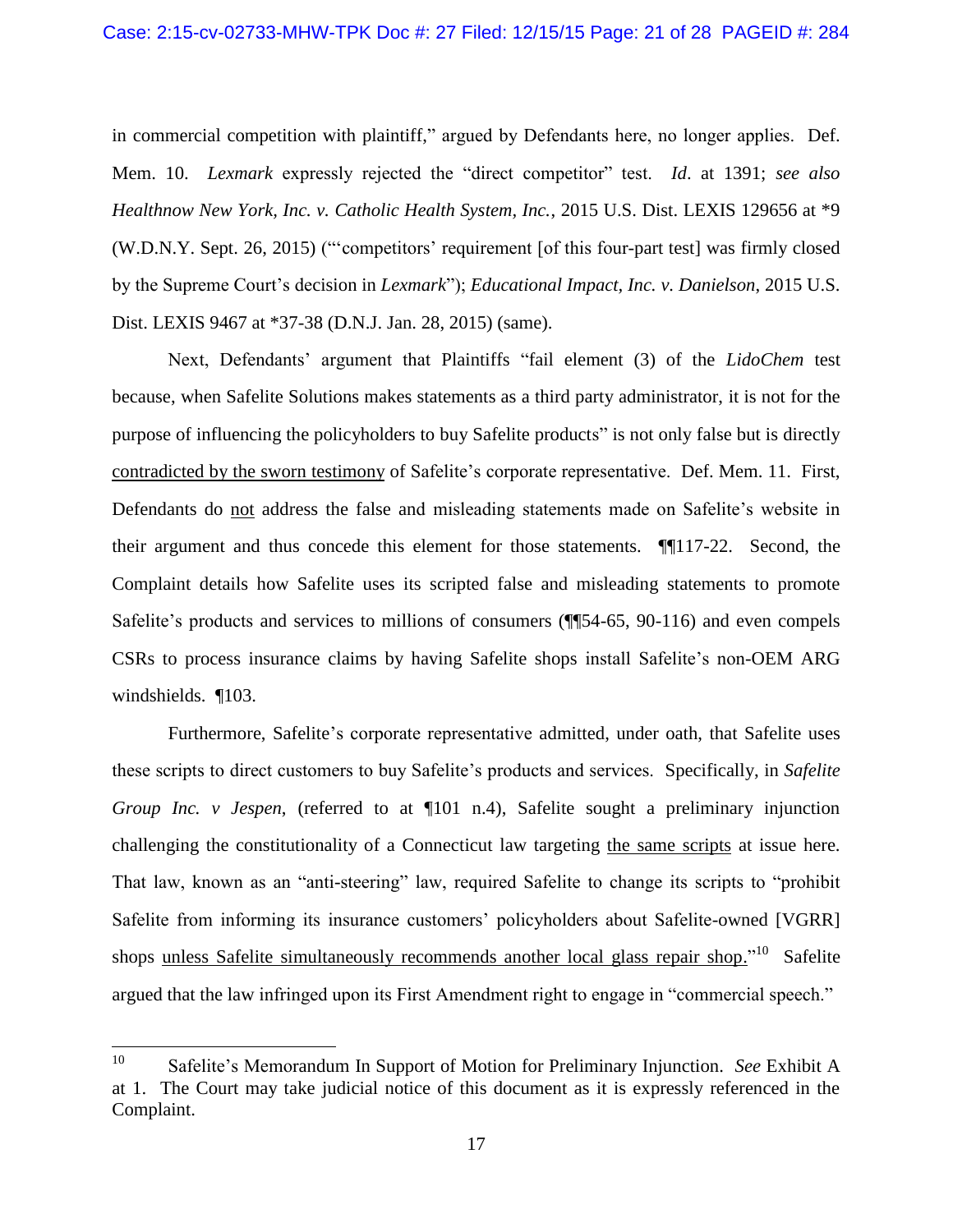in commercial competition with plaintiff," argued by Defendants here, no longer applies. Def. Mem. 10. *Lexmark* expressly rejected the "direct competitor" test. *Id*. at 1391; *see also Healthnow New York, Inc. v. Catholic Health System, Inc.*, 2015 U.S. Dist. LEXIS 129656 at *9 (W.D.N.Y. Sept. 26, 2015) ("'competitors' requirement [of this four-part test] was firmly closed by the Supreme Court's decision in *Lexmark*"); *Educational Impact, Inc. v. Danielson*, 2015 U.S. Dist. LEXIS 9467 at *37-38 (D.N.J. Jan. 28, 2015) (same).

Next, Defendants' argument that Plaintiffs "fail element (3) of the *LidoChem* test because, when Safelite Solutions makes statements as a third party administrator, it is not for the purpose of influencing the policyholders to buy Safelite products" is not only false but is directly <u>contradicted by the sworn testimony</u> of Safelite's corporate representative. Def. Mem. 11. First, Defendants do <u>not</u> address the false and misleading statements made on Safelite's website in their argument and thus concede this element for those statements. ¶¶117-22. Second, the Complaint details how Safelite uses its scripted false and misleading statements to promote Safelite's products and services to millions of consumers (¶¶54-65, 90-116) and even compels CSRs to process insurance claims by having Safelite shops install Safelite's non-OEM ARG windshields. ¶103.

Furthermore, Safelite's corporate representative admitted, under oath, that Safelite uses these scripts to direct customers to buy Safelite's products and services. Specifically, in *Safelite Group Inc. v Jespen*, (referred to at ¶101 n.4), Safelite sought a preliminary injunction challenging the constitutionality of a Connecticut law targeting <u>the same scripts</u> at issue here. That law, known as an "anti-steering" law, required Safelite to change its scripts to "prohibit Safelite from informing its insurance customers' policyholders about Safelite-owned [VGRR] shops <u>unless Safelite simultaneously recommends another local glass repair shop.</u>"[10] Safelite argued that the law infringed upon its First Amendment right to engage in "commercial speech."

---

[10] Safelite's Memorandum In Support of Motion for Preliminary Injunction. *See* Exhibit A at 1. The Court may take judicial notice of this document as it is expressly referenced in the Complaint.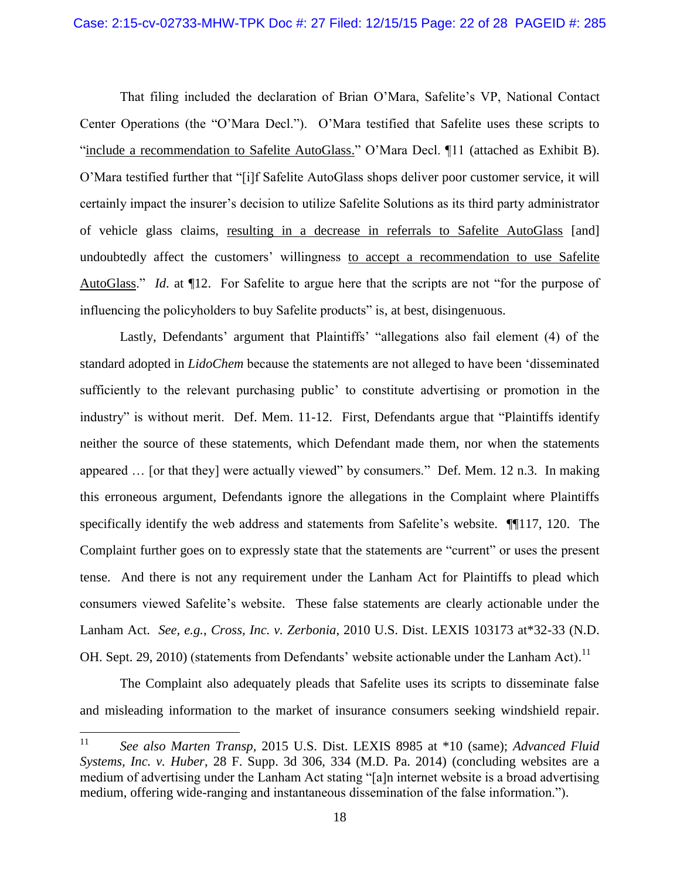That filing included the declaration of Brian O'Mara, Safelite's VP, National Contact Center Operations (the "O'Mara Decl."). O'Mara testified that Safelite uses these scripts to "<u>include a recommendation to Safelite AutoGlass.</u>" O'Mara Decl. ¶11 (attached as Exhibit B). O'Mara testified further that "[i]f Safelite AutoGlass shops deliver poor customer service, it will certainly impact the insurer's decision to utilize Safelite Solutions as its third party administrator of vehicle glass claims, <u>resulting in a decrease in referrals to Safelite AutoGlass</u> [and] undoubtedly affect the customers' willingness <u>to accept a recommendation to use Safelite AutoGlass</u>." *Id.* at ¶12. For Safelite to argue here that the scripts are not "for the purpose of influencing the policyholders to buy Safelite products" is, at best, disingenuous.

Lastly, Defendants' argument that Plaintiffs' "allegations also fail element (4) of the standard adopted in *LidoChem* because the statements are not alleged to have been 'disseminated sufficiently to the relevant purchasing public' to constitute advertising or promotion in the industry" is without merit. Def. Mem. 11-12. First, Defendants argue that "Plaintiffs identify neither the source of these statements, which Defendant made them, nor when the statements appeared … [or that they] were actually viewed" by consumers." Def. Mem. 12 n.3. In making this erroneous argument, Defendants ignore the allegations in the Complaint where Plaintiffs specifically identify the web address and statements from Safelite's website. ¶¶117, 120. The Complaint further goes on to expressly state that the statements are "current" or uses the present tense. And there is not any requirement under the Lanham Act for Plaintiffs to plead which consumers viewed Safelite's website. These false statements are clearly actionable under the Lanham Act. *See, e.g., Cross, Inc. v. Zerbonia*, 2010 U.S. Dist. LEXIS 103173 at*32-33 (N.D. OH. Sept. 29, 2010) (statements from Defendants' website actionable under the Lanham Act).[11]

The Complaint also adequately pleads that Safelite uses its scripts to disseminate false and misleading information to the market of insurance consumers seeking windshield repair.

---

[11] *See also Marten Transp*, 2015 U.S. Dist. LEXIS 8985 at *10 (same); *Advanced Fluid Systems, Inc. v. Huber*, 28 F. Supp. 3d 306, 334 (M.D. Pa. 2014) (concluding websites are a medium of advertising under the Lanham Act stating "[a]n internet website is a broad advertising medium, offering wide-ranging and instantaneous dissemination of the false information.").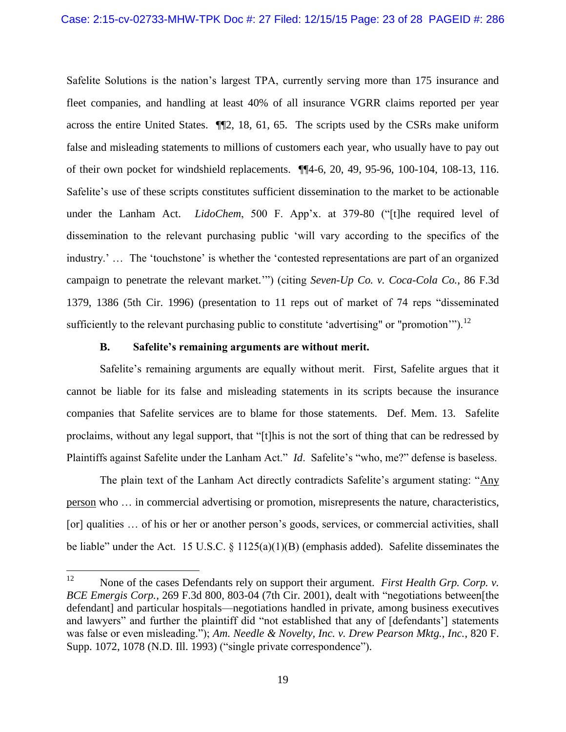Safelite Solutions is the nation's largest TPA, currently serving more than 175 insurance and fleet companies, and handling at least 40% of all insurance VGRR claims reported per year across the entire United States. ¶¶2, 18, 61, 65. The scripts used by the CSRs make uniform false and misleading statements to millions of customers each year, who usually have to pay out of their own pocket for windshield replacements. ¶¶4-6, 20, 49, 95-96, 100-104, 108-13, 116. Safelite's use of these scripts constitutes sufficient dissemination to the market to be actionable under the Lanham Act. *LidoChem*, 500 F. App'x. at 379-80 ("[t]he required level of dissemination to the relevant purchasing public 'will vary according to the specifics of the industry.' … The 'touchstone' is whether the 'contested representations are part of an organized campaign to penetrate the relevant market.'") (citing *Seven-Up Co. v. Coca-Cola Co.*, 86 F.3d 1379, 1386 (5th Cir. 1996) (presentation to 11 reps out of market of 74 reps "disseminated sufficiently to the relevant purchasing public to constitute 'advertising" or "promotion'").[12]

### B. Safelite's remaining arguments are without merit.

Safelite's remaining arguments are equally without merit. First, Safelite argues that it cannot be liable for its false and misleading statements in its scripts because the insurance companies that Safelite services are to blame for those statements. Def. Mem. 13. Safelite proclaims, without any legal support, that "[t]his is not the sort of thing that can be redressed by Plaintiffs against Safelite under the Lanham Act." *Id*. Safelite's "who, me?" defense is baseless.

The plain text of the Lanham Act directly contradicts Safelite's argument stating: "Any person who … in commercial advertising or promotion, misrepresents the nature, characteristics, [or] qualities … of his or her or another person's goods, services, or commercial activities, shall be liable" under the Act. 15 U.S.C. § 1125(a)(1)(B) (emphasis added). Safelite disseminates the

---

[12] None of the cases Defendants rely on support their argument. *First Health Grp. Corp. v. BCE Emergis Corp.*, 269 F.3d 800, 803-04 (7th Cir. 2001), dealt with "negotiations between[the defendant] and particular hospitals—negotiations handled in private, among business executives and lawyers" and further the plaintiff did "not established that any of [defendants'] statements was false or even misleading."); *Am. Needle & Novelty, Inc. v. Drew Pearson Mktg., Inc.*, 820 F. Supp. 1072, 1078 (N.D. Ill. 1993) ("single private correspondence").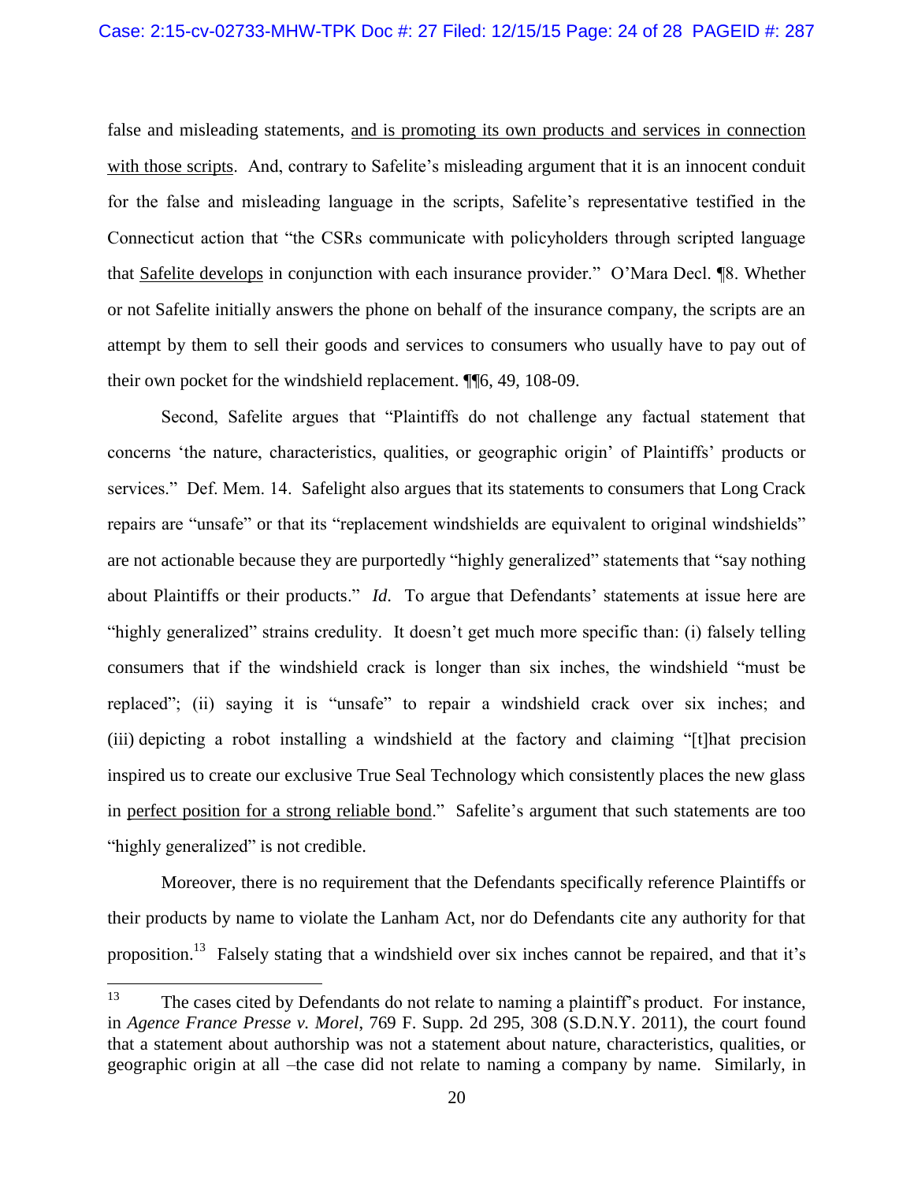false and misleading statements, <u>and is promoting its own products and services in connection with those scripts</u>. And, contrary to Safelite's misleading argument that it is an innocent conduit for the false and misleading language in the scripts, Safelite's representative testified in the Connecticut action that "the CSRs communicate with policyholders through scripted language that <u>Safelite develops</u> in conjunction with each insurance provider." O'Mara Decl. ¶8. Whether or not Safelite initially answers the phone on behalf of the insurance company, the scripts are an attempt by them to sell their goods and services to consumers who usually have to pay out of their own pocket for the windshield replacement. ¶¶6, 49, 108-09.

Second, Safelite argues that "Plaintiffs do not challenge any factual statement that concerns 'the nature, characteristics, qualities, or geographic origin' of Plaintiffs' products or services." Def. Mem. 14. Safelight also argues that its statements to consumers that Long Crack repairs are "unsafe" or that its "replacement windshields are equivalent to original windshields" are not actionable because they are purportedly "highly generalized" statements that "say nothing about Plaintiffs or their products." ***Id.*** To argue that Defendants' statements at issue here are "highly generalized" strains credulity. It doesn't get much more specific than: (i) falsely telling consumers that if the windshield crack is longer than six inches, the windshield "must be replaced"; (ii) saying it is "unsafe" to repair a windshield crack over six inches; and (iii) depicting a robot installing a windshield at the factory and claiming "[t]hat precision inspired us to create our exclusive True Seal Technology which consistently places the new glass in <u>perfect position for a strong reliable bond</u>." Safelite's argument that such statements are too "highly generalized" is not credible.

Moreover, there is no requirement that the Defendants specifically reference Plaintiffs or their products by name to violate the Lanham Act, nor do Defendants cite any authority for that proposition.[13] Falsely stating that a windshield over six inches cannot be repaired, and that it's

---

[13] The cases cited by Defendants do not relate to naming a plaintiff's product. For instance, in *Agence France Presse v. Morel*, 769 F. Supp. 2d 295, 308 (S.D.N.Y. 2011), the court found that a statement about authorship was not a statement about nature, characteristics, qualities, or geographic origin at all –the case did not relate to naming a company by name. Similarly, in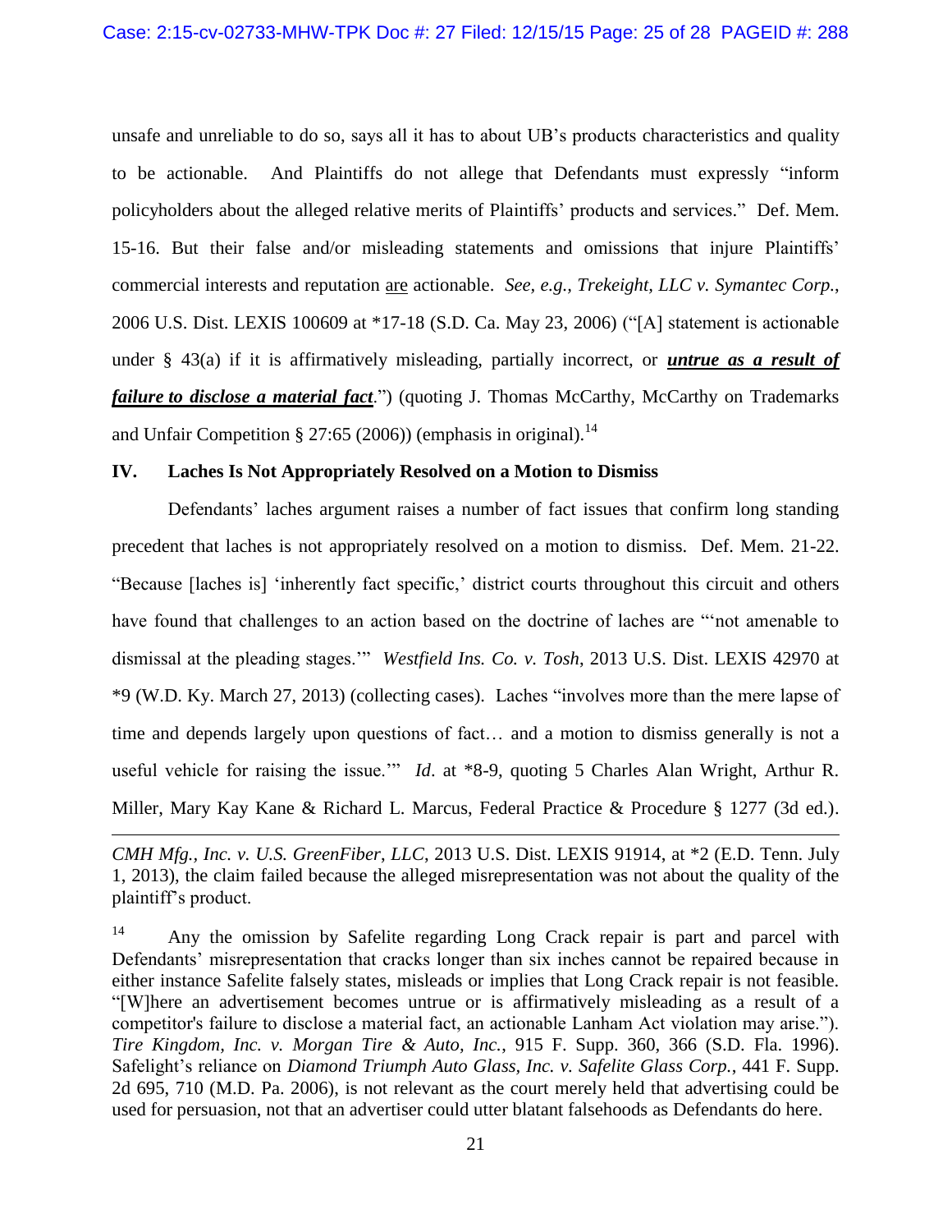unsafe and unreliable to do so, says all it has to about UB's products characteristics and quality to be actionable. And Plaintiffs do not allege that Defendants must expressly "inform policyholders about the alleged relative merits of Plaintiffs' products and services." Def. Mem. 15-16. But their false and/or misleading statements and omissions that injure Plaintiffs' commercial interests and reputation <u>are</u> actionable. *See, e.g., Trekeight, LLC v. Symantec Corp.*, 2006 U.S. Dist. LEXIS 100609 at *17-18 (S.D. Ca. May 23, 2006) ("[A] statement is actionable under § 43(a) if it is affirmatively misleading, partially incorrect, or <u>***untrue as a result of failure to disclose a material fact***</u>.") (quoting J. Thomas McCarthy, McCarthy on Trademarks and Unfair Competition § 27:65 (2006)) (emphasis in original).[14]

## IV. Laches Is Not Appropriately Resolved on a Motion to Dismiss

Defendants' laches argument raises a number of fact issues that confirm long standing precedent that laches is not appropriately resolved on a motion to dismiss. Def. Mem. 21-22. "Because [laches is] 'inherently fact specific,' district courts throughout this circuit and others have found that challenges to an action based on the doctrine of laches are "'not amenable to dismissal at the pleading stages.'" *Westfield Ins. Co. v. Tosh*, 2013 U.S. Dist. LEXIS 42970 at *9 (W.D. Ky. March 27, 2013) (collecting cases). Laches "involves more than the mere lapse of time and depends largely upon questions of fact… and a motion to dismiss generally is not a useful vehicle for raising the issue.'" *Id*. at *8-9, quoting 5 Charles Alan Wright, Arthur R. Miller, Mary Kay Kane & Richard L. Marcus, Federal Practice & Procedure § 1277 (3d ed.).

---

*CMH Mfg., Inc. v. U.S. GreenFiber, LLC*, 2013 U.S. Dist. LEXIS 91914, at *2 (E.D. Tenn. July 1, 2013), the claim failed because the alleged misrepresentation was not about the quality of the plaintiff's product.

[14] Any the omission by Safelite regarding Long Crack repair is part and parcel with Defendants' misrepresentation that cracks longer than six inches cannot be repaired because in either instance Safelite falsely states, misleads or implies that Long Crack repair is not feasible. "[W]here an advertisement becomes untrue or is affirmatively misleading as a result of a competitor's failure to disclose a material fact, an actionable Lanham Act violation may arise."). *Tire Kingdom, Inc. v. Morgan Tire & Auto, Inc.*, 915 F. Supp. 360, 366 (S.D. Fla. 1996). Safelight's reliance on *Diamond Triumph Auto Glass, Inc. v. Safelite Glass Corp.*, 441 F. Supp. 2d 695, 710 (M.D. Pa. 2006), is not relevant as the court merely held that advertising could be used for persuasion, not that an advertiser could utter blatant falsehoods as Defendants do here.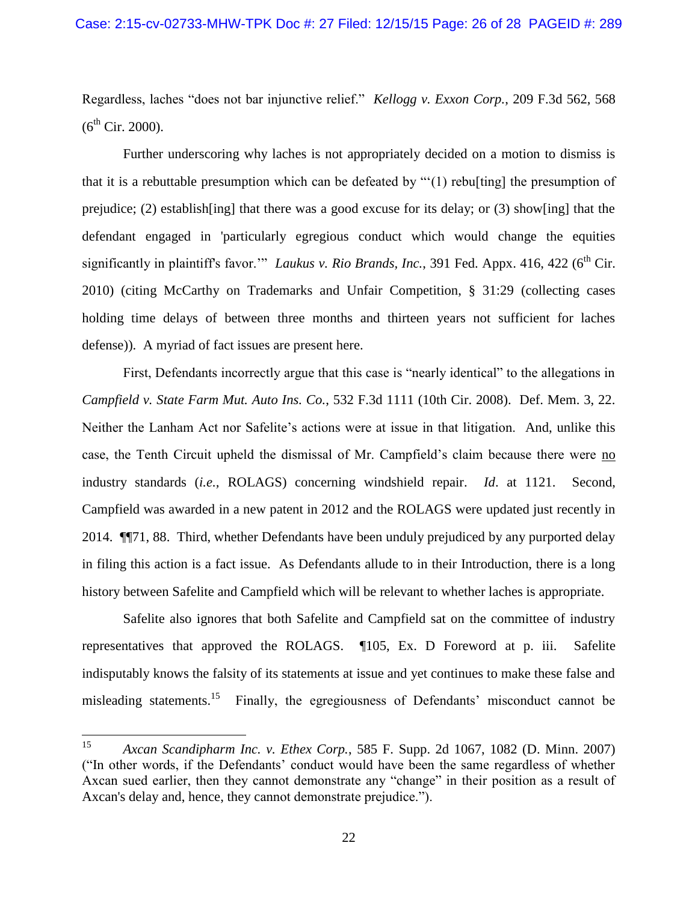Regardless, laches "does not bar injunctive relief." *Kellogg v. Exxon Corp.*, 209 F.3d 562, 568 (6th Cir. 2000).

Further underscoring why laches is not appropriately decided on a motion to dismiss is that it is a rebuttable presumption which can be defeated by "'(1) rebu[ting] the presumption of prejudice; (2) establish[ing] that there was a good excuse for its delay; or (3) show[ing] that the defendant engaged in 'particularly egregious conduct which would change the equities significantly in plaintiff's favor.'" *Laukus v. Rio Brands, Inc.*, 391 Fed. Appx. 416, 422 (6th Cir. 2010) (citing McCarthy on Trademarks and Unfair Competition, § 31:29 (collecting cases holding time delays of between three months and thirteen years not sufficient for laches defense)). A myriad of fact issues are present here.

First, Defendants incorrectly argue that this case is "nearly identical" to the allegations in *Campfield v. State Farm Mut. Auto Ins. Co.*, 532 F.3d 1111 (10th Cir. 2008). Def. Mem. 3, 22. Neither the Lanham Act nor Safelite's actions were at issue in that litigation. And, unlike this case, the Tenth Circuit upheld the dismissal of Mr. Campfield's claim because there were no industry standards (*i.e.*, ROLAGS) concerning windshield repair. *Id*. at 1121. Second, Campfield was awarded in a new patent in 2012 and the ROLAGS were updated just recently in 2014. ¶¶71, 88. Third, whether Defendants have been unduly prejudiced by any purported delay in filing this action is a fact issue. As Defendants allude to in their Introduction, there is a long history between Safelite and Campfield which will be relevant to whether laches is appropriate.

Safelite also ignores that both Safelite and Campfield sat on the committee of industry representatives that approved the ROLAGS. ¶105, Ex. D Foreword at p. iii. Safelite indisputably knows the falsity of its statements at issue and yet continues to make these false and misleading statements.[15] Finally, the egregiousness of Defendants' misconduct cannot be

---

[15] *Axcan Scandipharm Inc. v. Ethex Corp.*, 585 F. Supp. 2d 1067, 1082 (D. Minn. 2007) ("In other words, if the Defendants' conduct would have been the same regardless of whether Axcan sued earlier, then they cannot demonstrate any "change" in their position as a result of Axcan's delay and, hence, they cannot demonstrate prejudice.").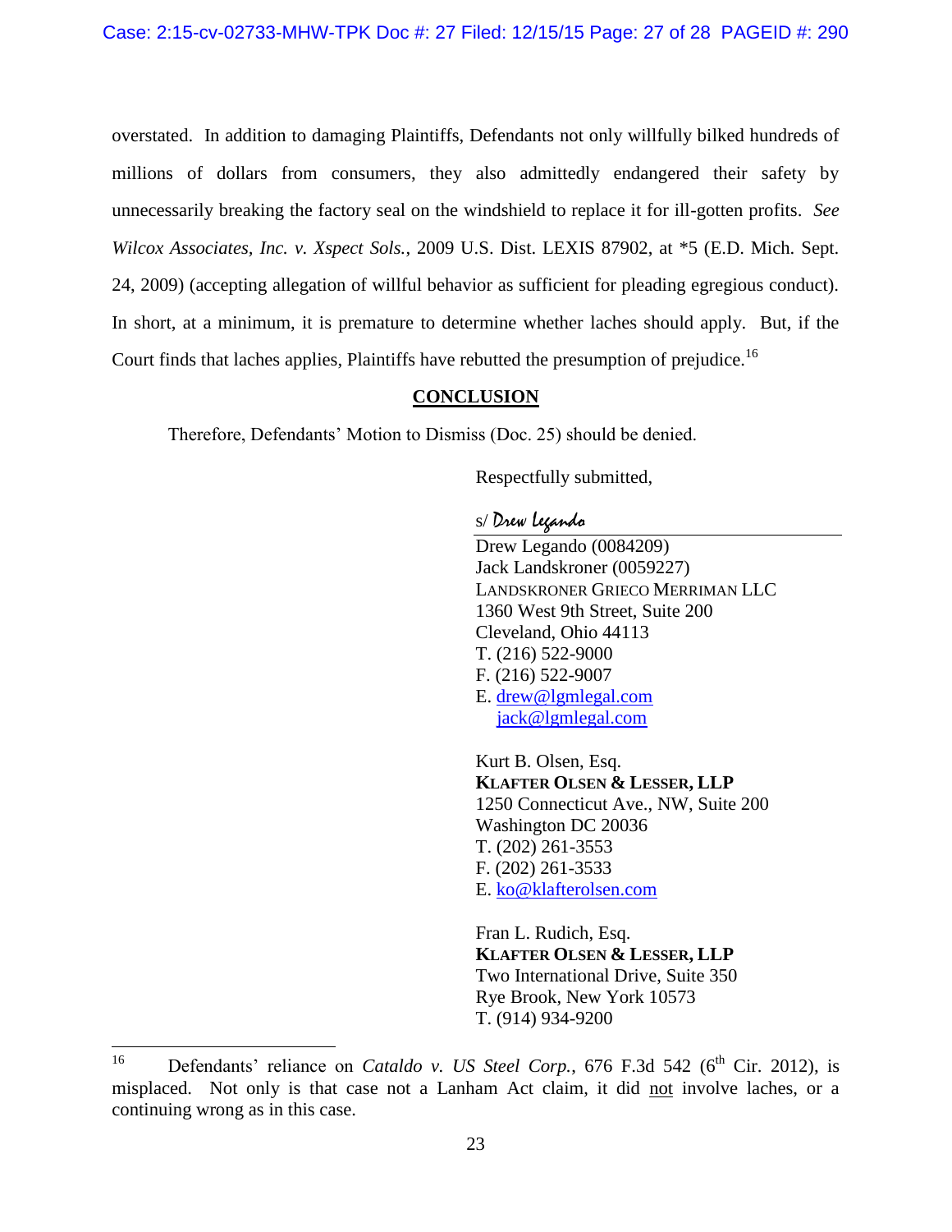overstated. In addition to damaging Plaintiffs, Defendants not only willfully bilked hundreds of millions of dollars from consumers, they also admittedly endangered their safety by unnecessarily breaking the factory seal on the windshield to replace it for ill-gotten profits. *See Wilcox Associates, Inc. v. Xspect Sols.*, 2009 U.S. Dist. LEXIS 87902, at *5 (E.D. Mich. Sept. 24, 2009) (accepting allegation of willful behavior as sufficient for pleading egregious conduct). In short, at a minimum, it is premature to determine whether laches should apply. But, if the Court finds that laches applies, Plaintiffs have rebutted the presumption of prejudice.[16]

## CONCLUSION

Therefore, Defendants' Motion to Dismiss (Doc. 25) should be denied.

Respectfully submitted,

s/ *Drew Legando*

Drew Legando (0084209)
Jack Landskroner (0059227)
LANDSKRONER GRIECO MERRIMAN LLC
1360 West 9th Street, Suite 200
Cleveland, Ohio 44113
T. (216) 522-9000
F. (216) 522-9007
E. drew@lgmlegal.com
jack@lgmlegal.com

Kurt B. Olsen, Esq.
**KLAFTER OLSEN & LESSER, LLP**
1250 Connecticut Ave., NW, Suite 200
Washington DC 20036
T. (202) 261-3553
F. (202) 261-3533
E. ko@klafterolsen.com

Fran L. Rudich, Esq.
**KLAFTER OLSEN & LESSER, LLP**
Two International Drive, Suite 350
Rye Brook, New York 10573
T. (914) 934-9200

---

[16] Defendants' reliance on *Cataldo v. US Steel Corp.*, 676 F.3d 542 (6th Cir. 2012), is misplaced. Not only is that case not a Lanham Act claim, it did not involve laches, or a continuing wrong as in this case.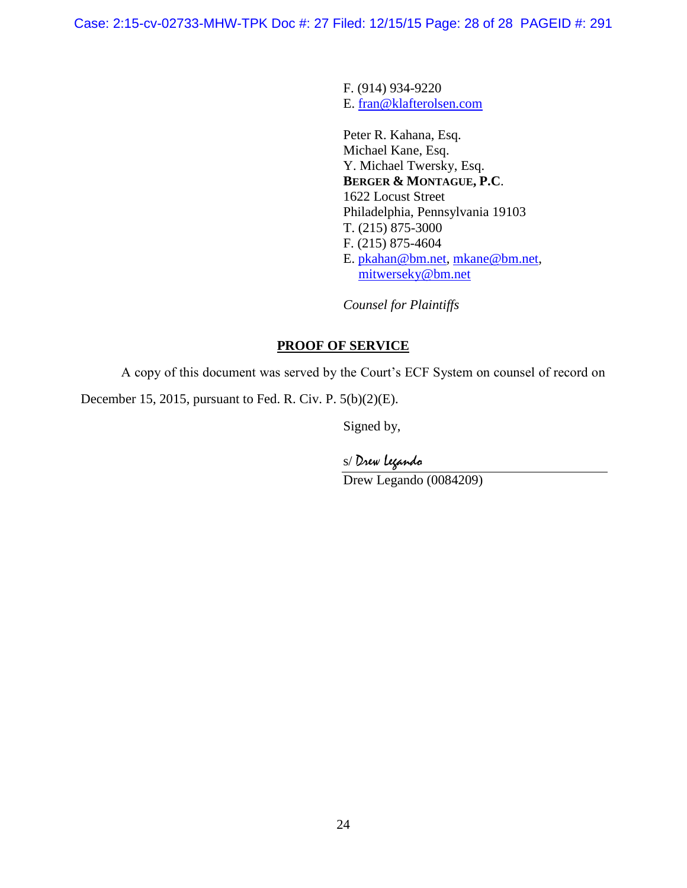F. (914) 934-9220
E. fran@klafterolsen.com

Peter R. Kahana, Esq.
Michael Kane, Esq.
Y. Michael Twersky, Esq.
**BERGER & MONTAGUE, P.C**.
1622 Locust Street
Philadelphia, Pennsylvania 19103
T. (215) 875-3000
F. (215) 875-4604
E. pkahan@bm.net, mkane@bm.net, mitwerseky@bm.net

*Counsel for Plaintiffs*

**PROOF OF SERVICE**

A copy of this document was served by the Court's ECF System on counsel of record on December 15, 2015, pursuant to Fed. R. Civ. P. 5(b)(2)(E).

Signed by,

s/ Drew Legando
Drew Legando (0084209)